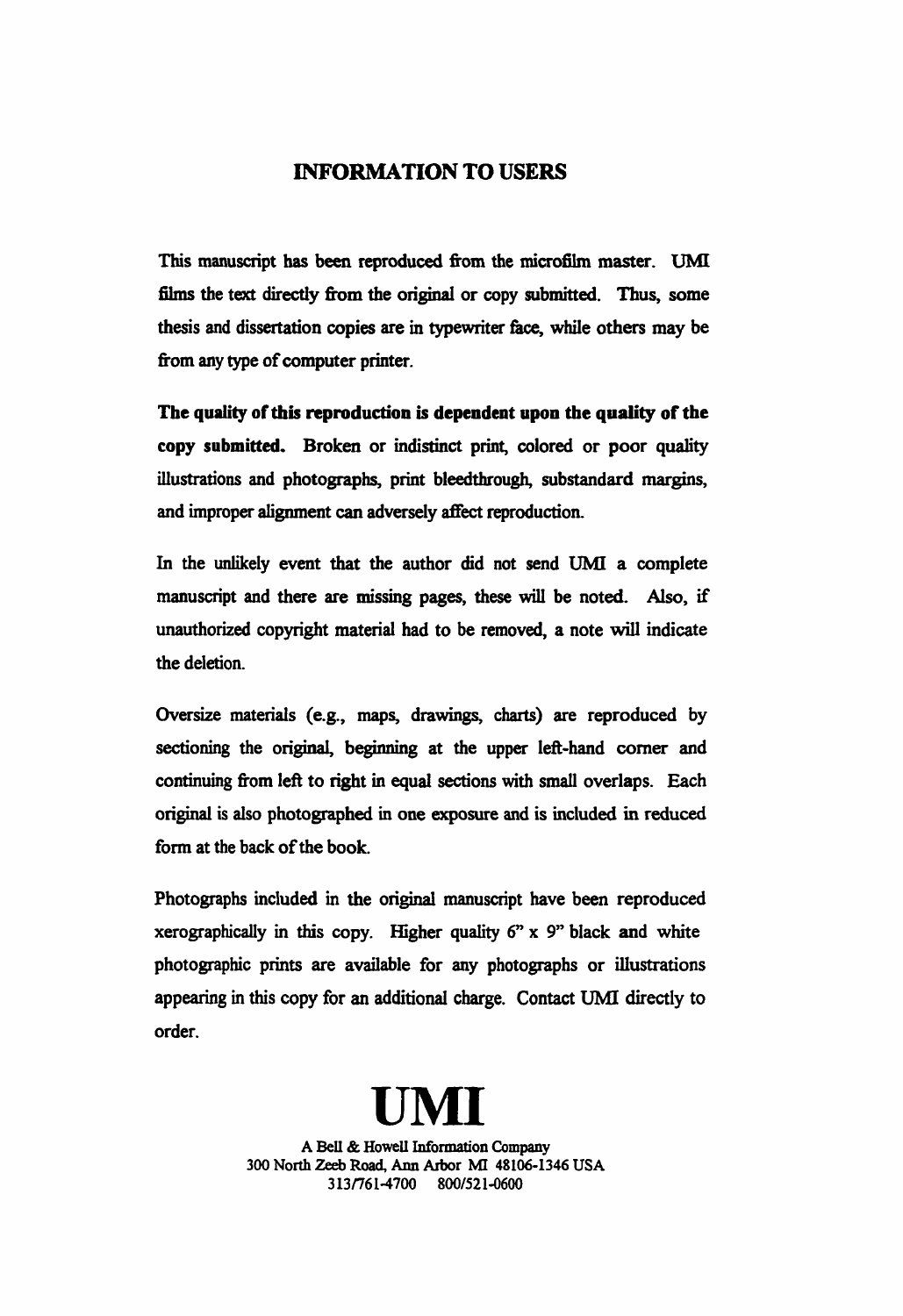# INFORMATION TO USERS

This manuscript has been reproduced from the microfilm master. UMI films the text directly from the original or copy submitted. Thus, some thesis and dissertation copies are in typewriter face, while others may be from any type of computer printer.

**The quality of this reproduction is dependent upon the quality of the copy submitted.** Broken or indistinct print, colored or poor quality illustrations and photographs, print bleedthrough, substandard margins, and improper alignment can adversely affect reproduction.

In the unlikely event that the author did not send UMI a complete manuscript and there are missing pages, these will be noted. Also, if unauthorized copyright material had to be removed, a note will indicate the deletion.

Oversize materials (e.g., maps, drawings, charts) are reproduced by sectioning the original, beginning at the upper left-hand corner and continuing from left to right in equal sections with small overlaps. Each original is also photographed in one exposure and is included in reduced form at the back of the book.

Photographs included in the original manuscript have been reproduced xerographically in this copy. Higher quality 6" x 9" black and white photographic prints are available for any photographs or illustrations appearing in this copy for an additional charge. Contact UMI directly to order.

# UMI

A Bell & Howell Information Company
300 North Zeeb Road, Ann Arbor MI 48106-1346 USA
313/761-4700 800/521-0600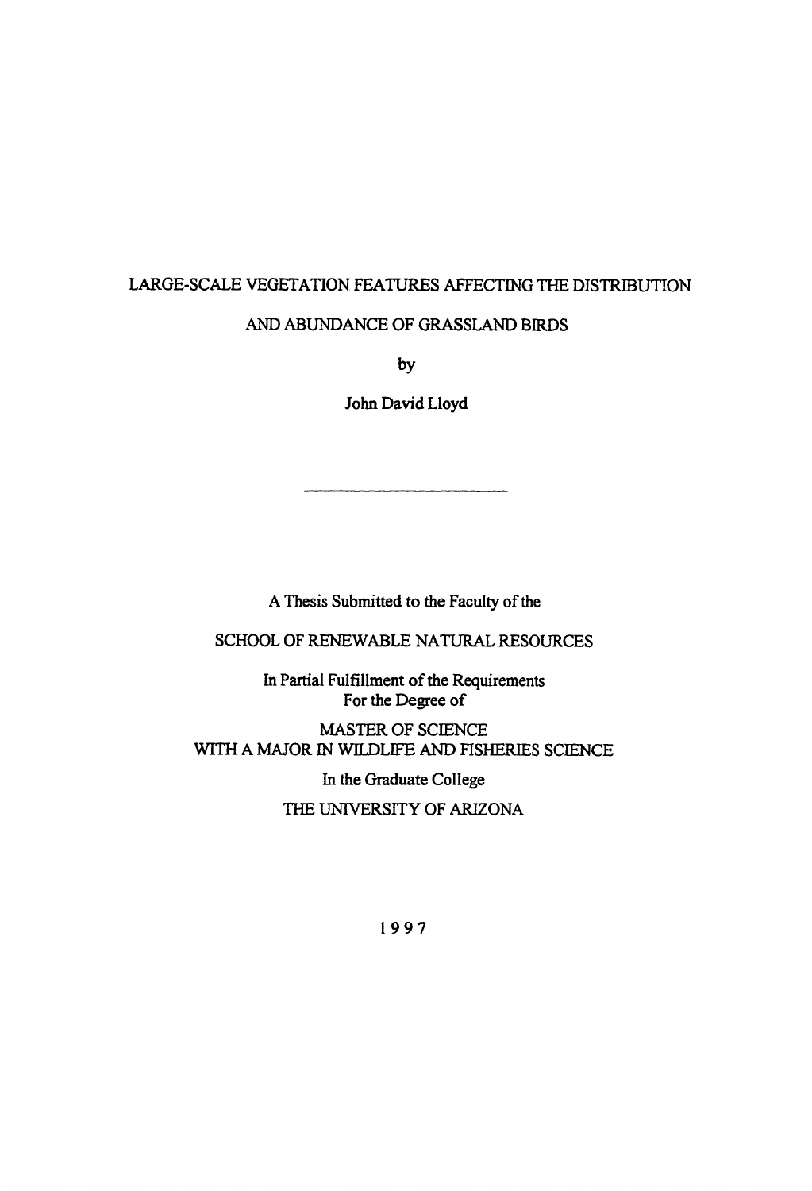# LARGE-SCALE VEGETATION FEATURES AFFECTING THE DISTRIBUTION AND ABUNDANCE OF GRASSLAND BIRDS

by

John David Lloyd

---

A Thesis Submitted to the Faculty of the

SCHOOL OF RENEWABLE NATURAL RESOURCES

In Partial Fulfillment of the Requirements
For the Degree of

MASTER OF SCIENCE
WITH A MAJOR IN WILDLIFE AND FISHERIES SCIENCE

In the Graduate College

THE UNIVERSITY OF ARIZONA

1997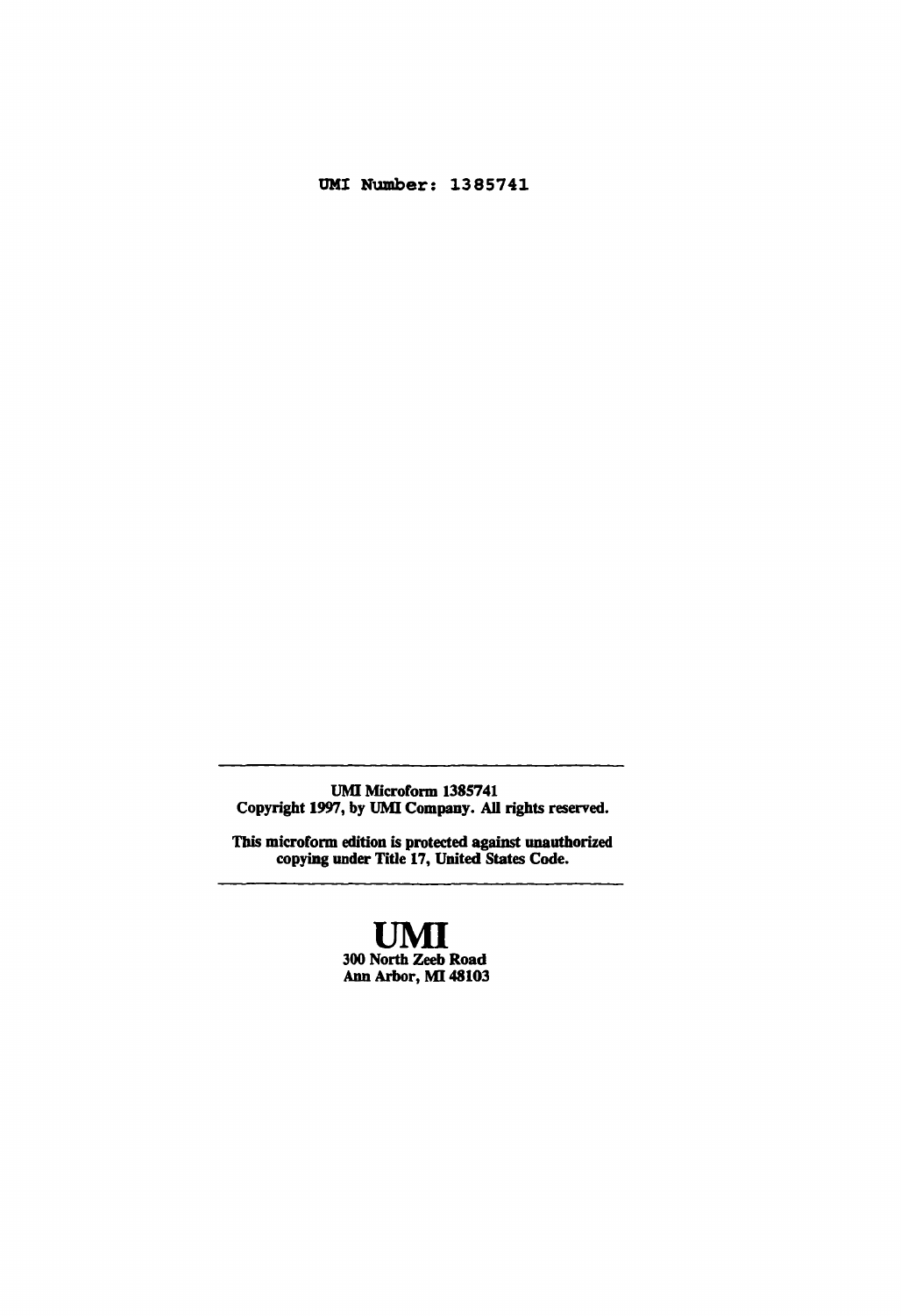UMI Number: 1385741

---

**UMI Microform 1385741**
**Copyright 1997, by UMI Company. All rights reserved.**

**This microform edition is protected against unauthorized copying under Title 17, United States Code.**

---

**UMI**
**300 North Zeeb Road**
**Ann Arbor, MI 48103**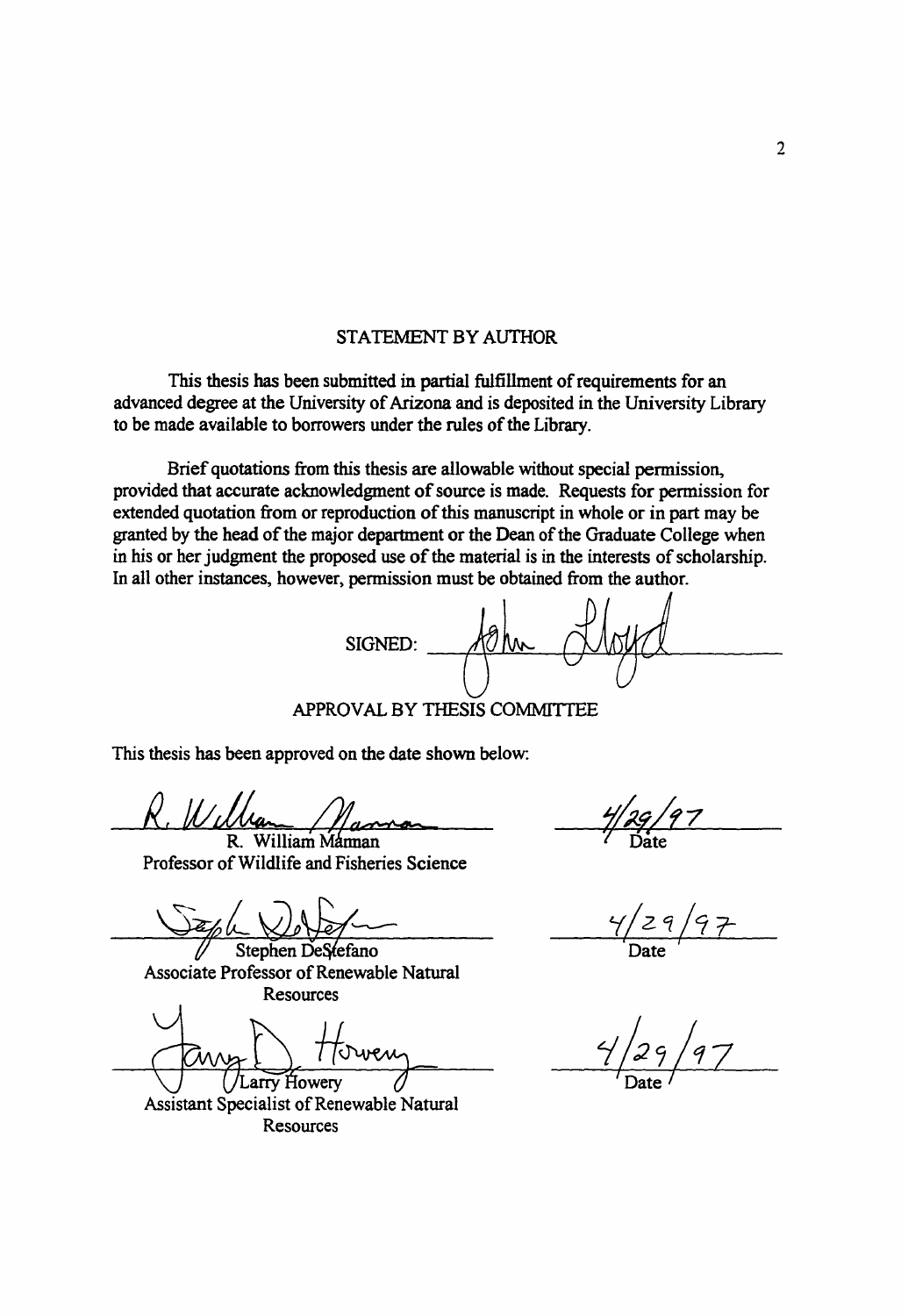## STATEMENT BY AUTHOR

This thesis has been submitted in partial fulfillment of requirements for an advanced degree at the University of Arizona and is deposited in the University Library to be made available to borrowers under the rules of the Library.

Brief quotations from this thesis are allowable without special permission, provided that accurate acknowledgment of source is made. Requests for permission for extended quotation from or reproduction of this manuscript in whole or in part may be granted by the head of the major department or the Dean of the Graduate College when in his or her judgment the proposed use of the material is in the interests of scholarship. In all other instances, however, permission must be obtained from the author.

SIGNED: John Lloyd

## APPROVAL BY THESIS COMMITTEE

This thesis has been approved on the date shown below:

R. William Mannan
Professor of Wildlife and Fisheries Science

4/29/97
Date

Stephen DeStefano
Associate Professor of Renewable Natural Resources

4/29/97
Date

Larry Howery
Assistant Specialist of Renewable Natural Resources

4/29/97
Date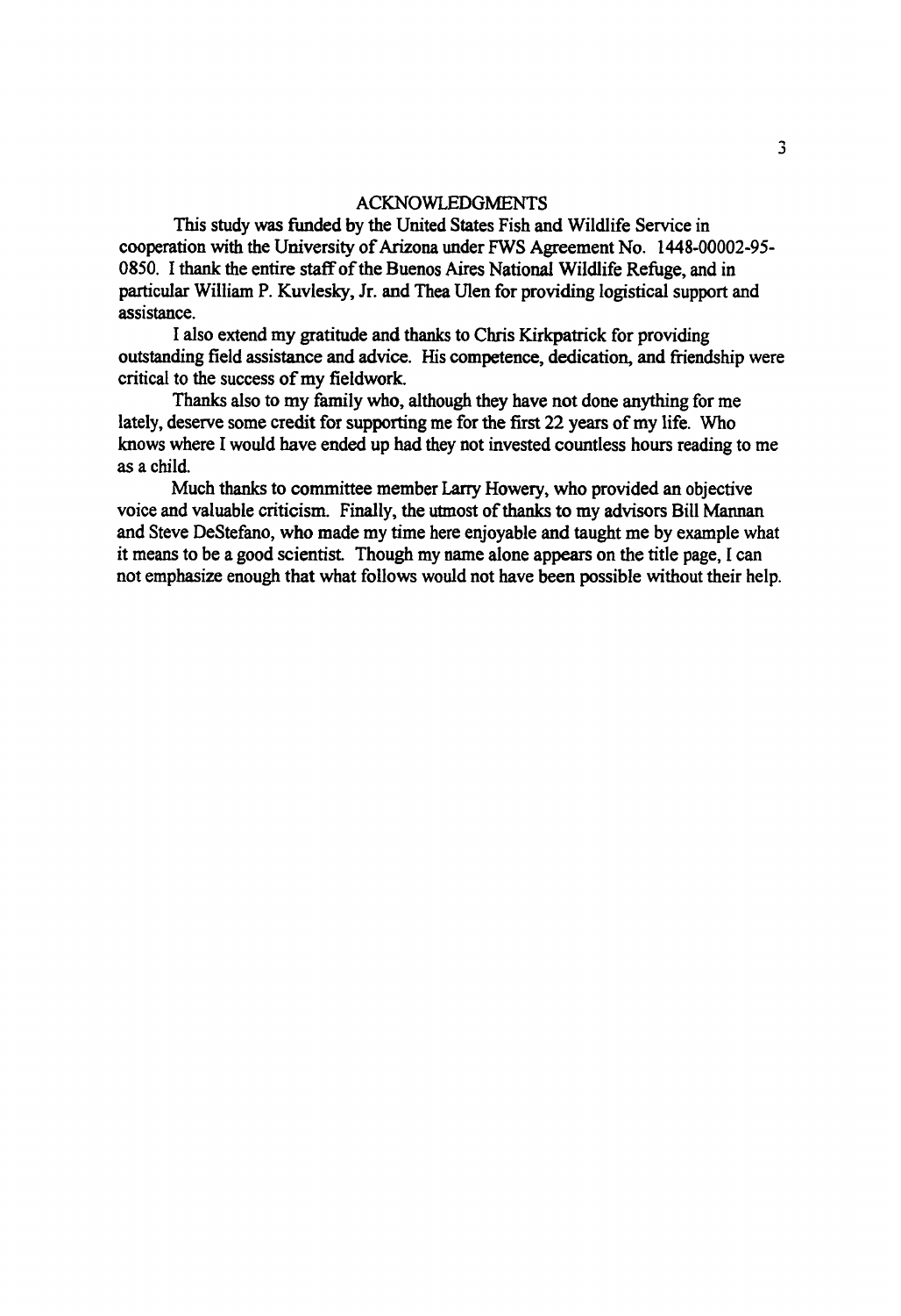## ACKNOWLEDGMENTS

This study was funded by the United States Fish and Wildlife Service in cooperation with the University of Arizona under FWS Agreement No. 1448-00002-95-0850. I thank the entire staff of the Buenos Aires National Wildlife Refuge, and in particular William P. Kuvlesky, Jr. and Thea Ulen for providing logistical support and assistance.

I also extend my gratitude and thanks to Chris Kirkpatrick for providing outstanding field assistance and advice. His competence, dedication, and friendship were critical to the success of my fieldwork.

Thanks also to my family who, although they have not done anything for me lately, deserve some credit for supporting me for the first 22 years of my life. Who knows where I would have ended up had they not invested countless hours reading to me as a child.

Much thanks to committee member Larry Howery, who provided an objective voice and valuable criticism. Finally, the utmost of thanks to my advisors Bill Mannan and Steve DeStefano, who made my time here enjoyable and taught me by example what it means to be a good scientist. Though my name alone appears on the title page, I can not emphasize enough that what follows would not have been possible without their help.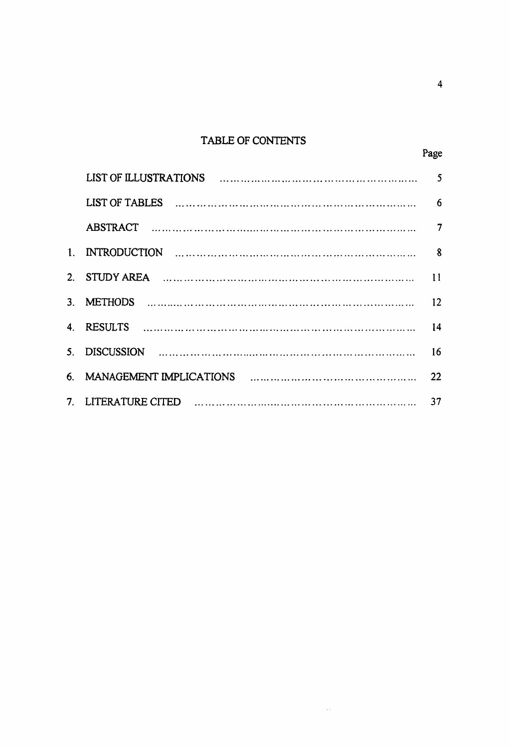## TABLE OF CONTENTS

| | | Page |
|---|---|---|
| | LIST OF ILLUSTRATIONS | 5 |
| | LIST OF TABLES | 6 |
| | ABSTRACT | 7 |
| 1. | INTRODUCTION | 8 |
| 2. | STUDY AREA | 11 |
| 3. | METHODS | 12 |
| 4. | RESULTS | 14 |
| 5. | DISCUSSION | 16 |
| 6. | MANAGEMENT IMPLICATIONS | 22 |
| 7. | LITERATURE CITED | 37 |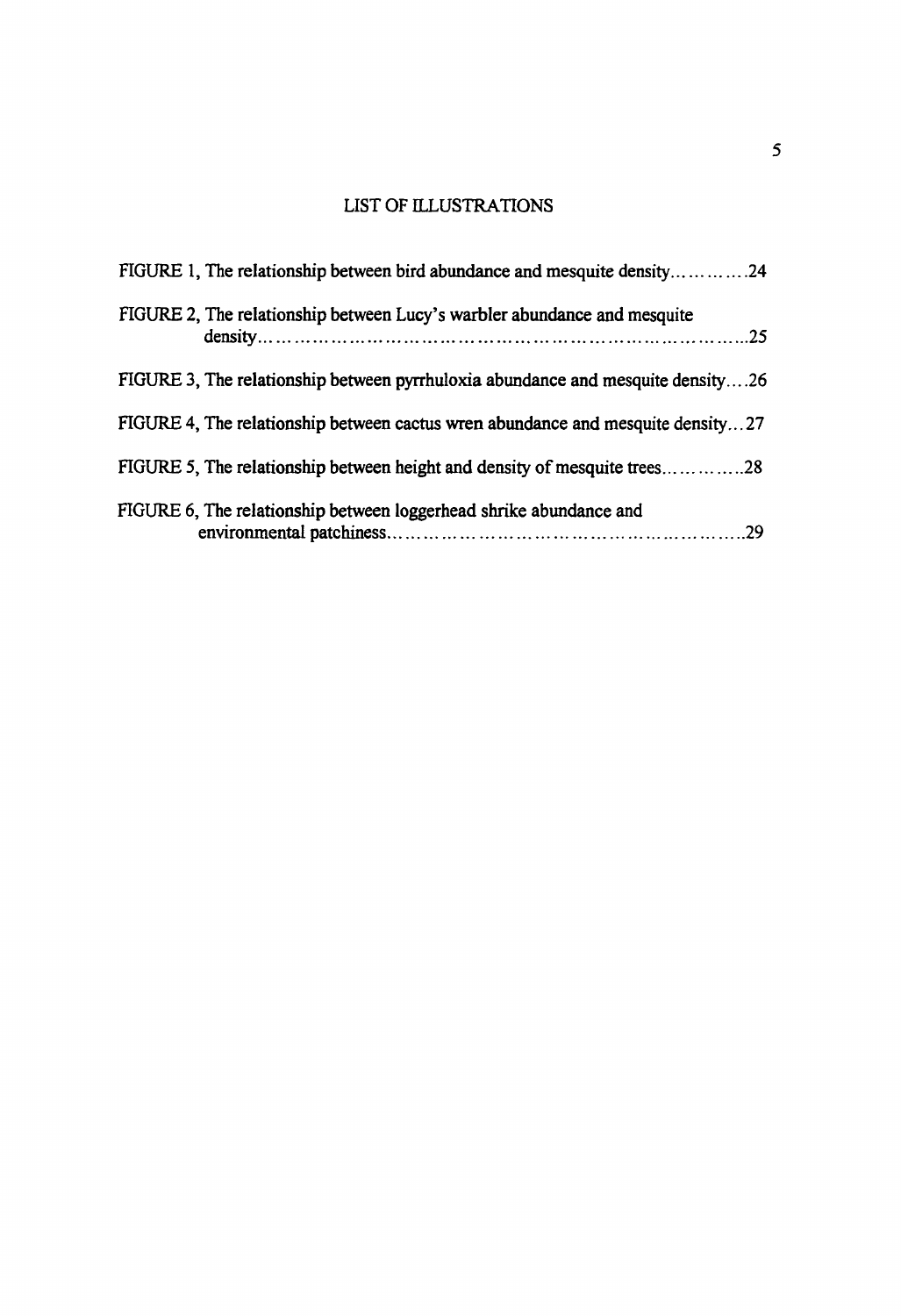## LIST OF ILLUSTRATIONS

FIGURE 1, The relationship between bird abundance and mesquite density............24

FIGURE 2, The relationship between Lucy's warbler abundance and mesquite density...........................................................................................25

FIGURE 3, The relationship between pyrrhuloxia abundance and mesquite density....26

FIGURE 4, The relationship between cactus wren abundance and mesquite density...27

FIGURE 5, The relationship between height and density of mesquite trees.............28

FIGURE 6, The relationship between loggerhead shrike abundance and environmental patchiness.......................................................................29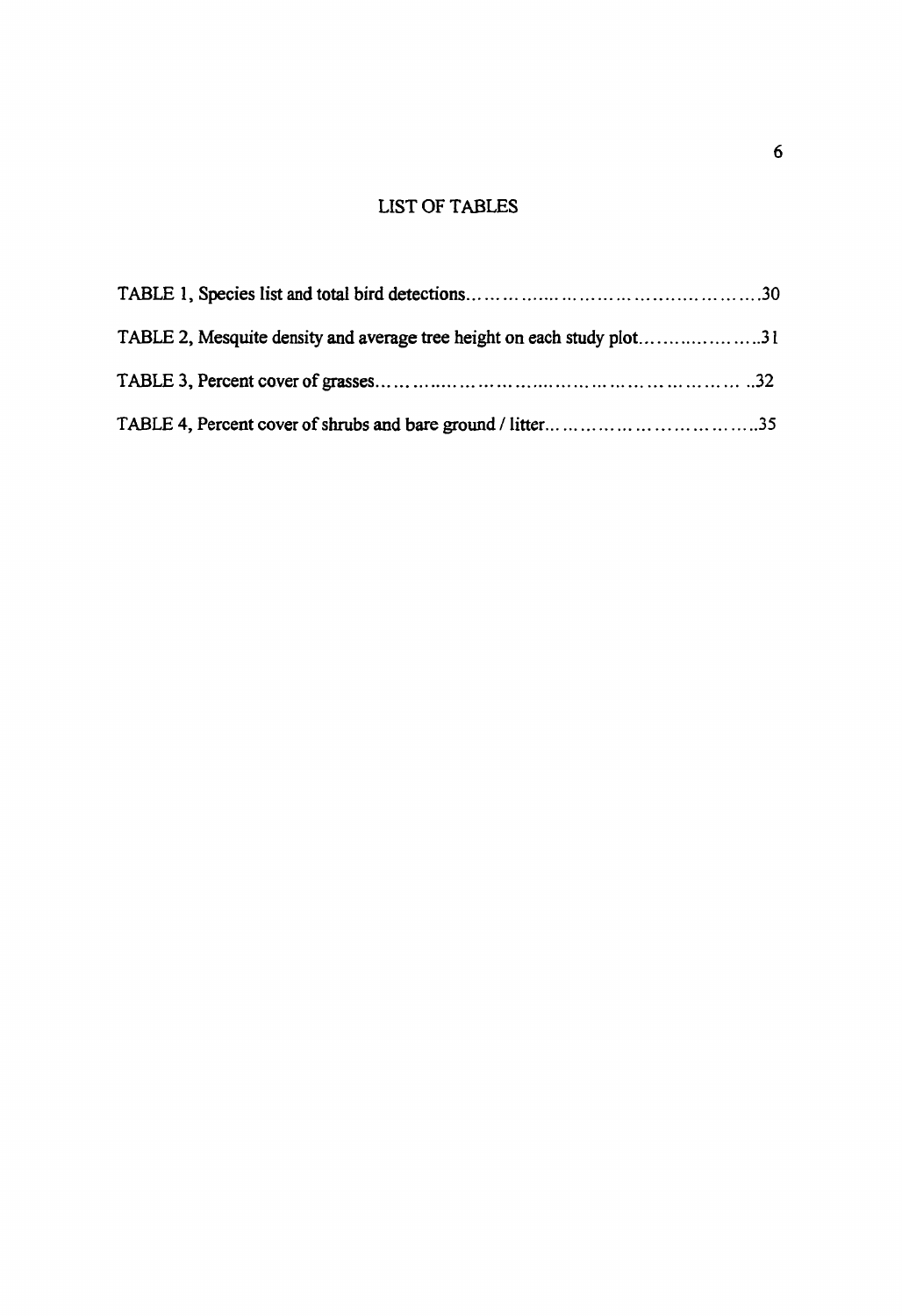# LIST OF TABLES

TABLE 1, Species list and total bird detections……………………………………………30

TABLE 2, Mesquite density and average tree height on each study plot…………………31

TABLE 3, Percent cover of grasses……………………………………………………… ..32

TABLE 4, Percent cover of shrubs and bare ground / litter………………………………..35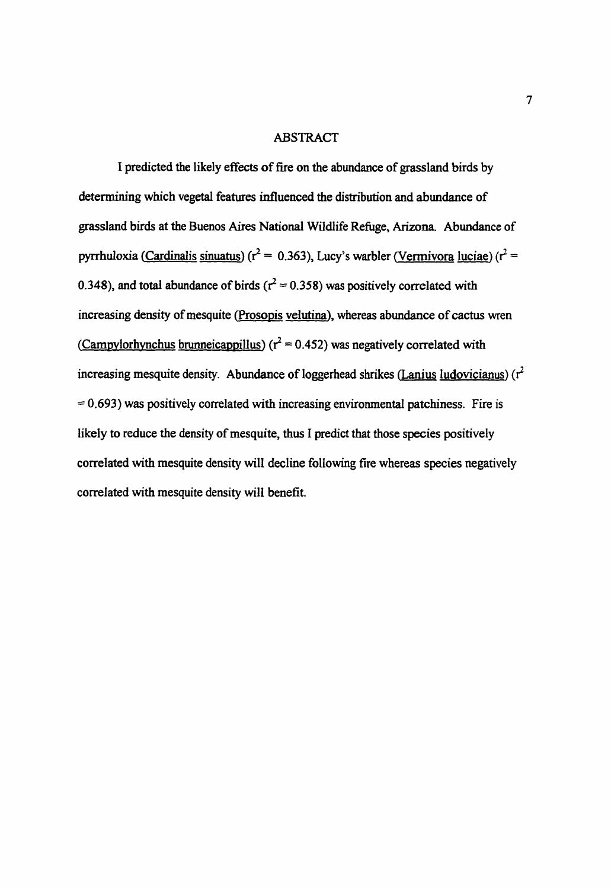# ABSTRACT

I predicted the likely effects of fire on the abundance of grassland birds by determining which vegetal features influenced the distribution and abundance of grassland birds at the Buenos Aires National Wildlife Refuge, Arizona. Abundance of pyrrhuloxia (Cardinalis sinuatus) ($r^2 = 0.363$), Lucy's warbler (Vermivora luciae) ($r^2 = 0.348$), and total abundance of birds ($r^2 = 0.358$) was positively correlated with increasing density of mesquite (Prosopis velutina), whereas abundance of cactus wren (Campylorhynchus brunneicappillus) ($r^2 = 0.452$) was negatively correlated with increasing mesquite density. Abundance of loggerhead shrikes (Lanius ludovicianus) ($r^2 = 0.693$) was positively correlated with increasing environmental patchiness. Fire is likely to reduce the density of mesquite, thus I predict that those species positively correlated with mesquite density will decline following fire whereas species negatively correlated with mesquite density will benefit.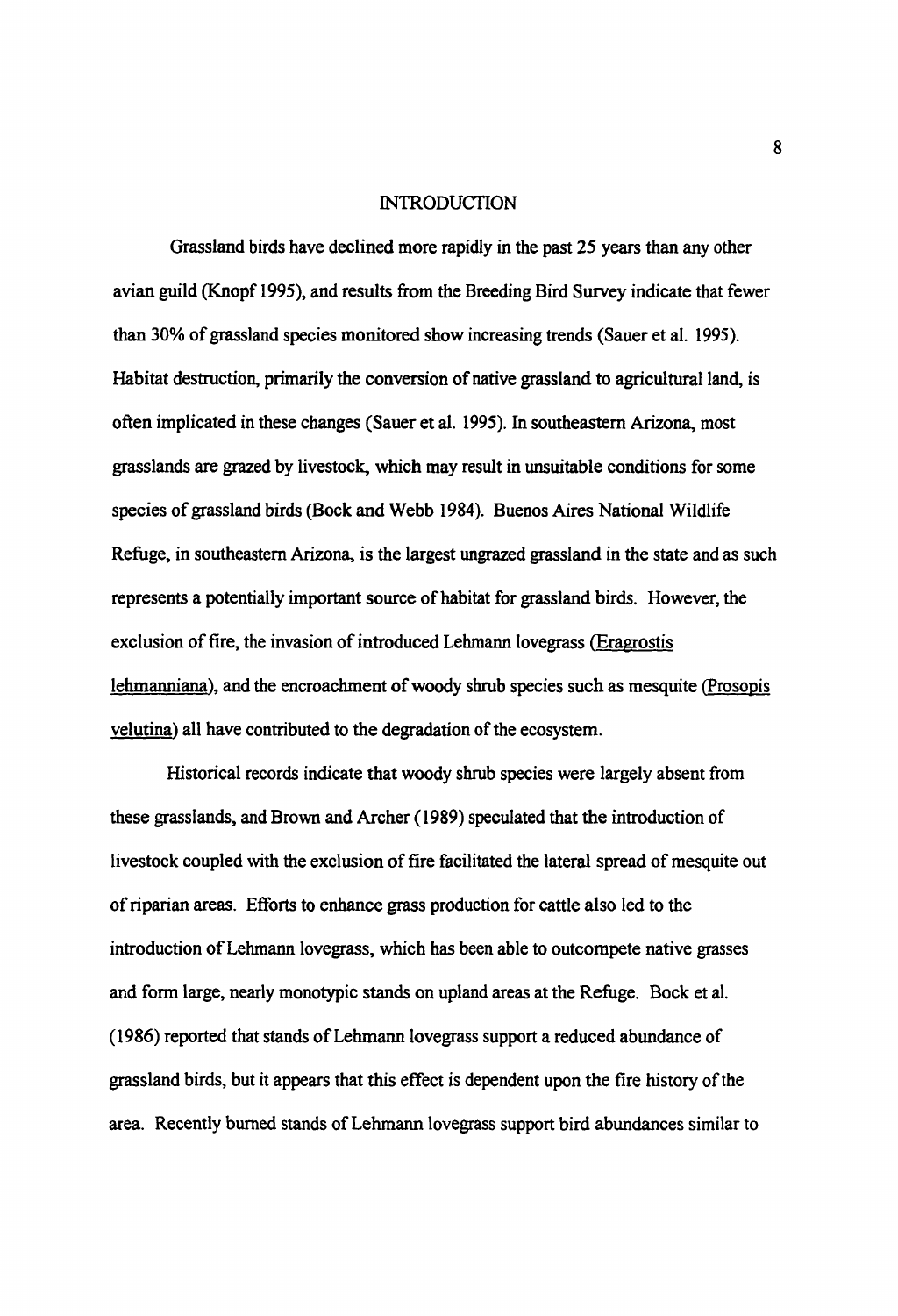# INTRODUCTION

Grassland birds have declined more rapidly in the past 25 years than any other avian guild (Knopf 1995), and results from the Breeding Bird Survey indicate that fewer than 30% of grassland species monitored show increasing trends (Sauer et al. 1995). Habitat destruction, primarily the conversion of native grassland to agricultural land, is often implicated in these changes (Sauer et al. 1995). In southeastern Arizona, most grasslands are grazed by livestock, which may result in unsuitable conditions for some species of grassland birds (Bock and Webb 1984). Buenos Aires National Wildlife Refuge, in southeastern Arizona, is the largest ungrazed grassland in the state and as such represents a potentially important source of habitat for grassland birds. However, the exclusion of fire, the invasion of introduced Lehmann lovegrass (Eragrostis lehmanniana), and the encroachment of woody shrub species such as mesquite (Prosopis velutina) all have contributed to the degradation of the ecosystem.

Historical records indicate that woody shrub species were largely absent from these grasslands, and Brown and Archer (1989) speculated that the introduction of livestock coupled with the exclusion of fire facilitated the lateral spread of mesquite out of riparian areas. Efforts to enhance grass production for cattle also led to the introduction of Lehmann lovegrass, which has been able to outcompete native grasses and form large, nearly monotypic stands on upland areas at the Refuge. Bock et al. (1986) reported that stands of Lehmann lovegrass support a reduced abundance of grassland birds, but it appears that this effect is dependent upon the fire history of the area. Recently burned stands of Lehmann lovegrass support bird abundances similar to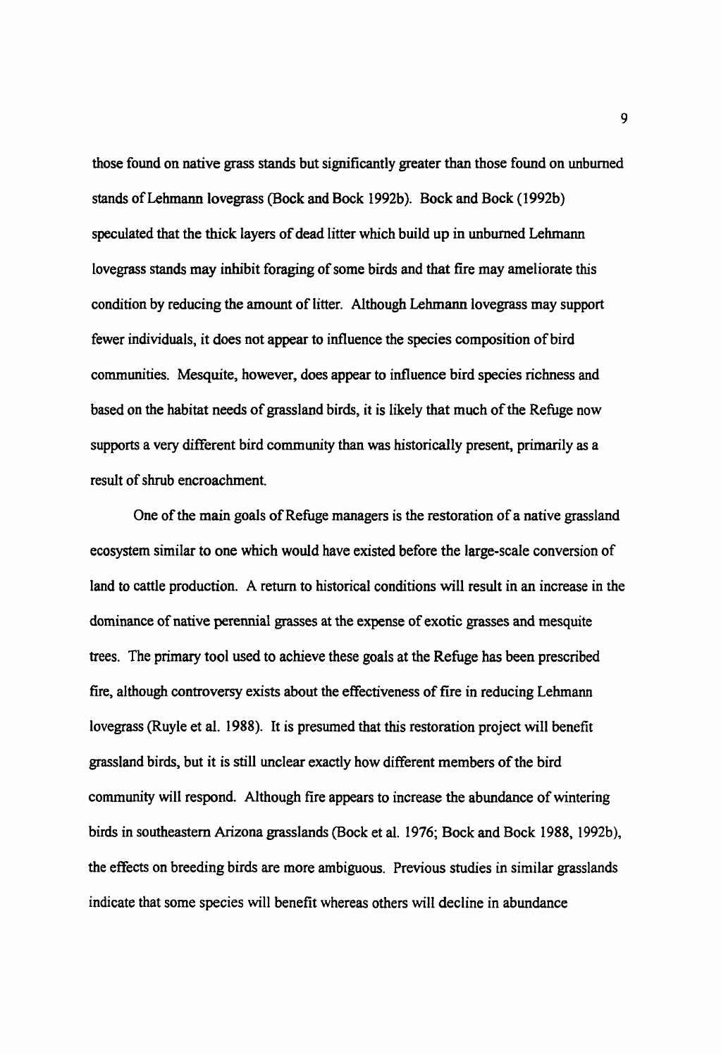those found on native grass stands but significantly greater than those found on unburned stands of Lehmann lovegrass (Bock and Bock 1992b). Bock and Bock (1992b) speculated that the thick layers of dead litter which build up in unburned Lehmann lovegrass stands may inhibit foraging of some birds and that fire may ameliorate this condition by reducing the amount of litter. Although Lehmann lovegrass may support fewer individuals, it does not appear to influence the species composition of bird communities. Mesquite, however, does appear to influence bird species richness and based on the habitat needs of grassland birds, it is likely that much of the Refuge now supports a very different bird community than was historically present, primarily as a result of shrub encroachment.

One of the main goals of Refuge managers is the restoration of a native grassland ecosystem similar to one which would have existed before the large-scale conversion of land to cattle production. A return to historical conditions will result in an increase in the dominance of native perennial grasses at the expense of exotic grasses and mesquite trees. The primary tool used to achieve these goals at the Refuge has been prescribed fire, although controversy exists about the effectiveness of fire in reducing Lehmann lovegrass (Ruyle et al. 1988). It is presumed that this restoration project will benefit grassland birds, but it is still unclear exactly how different members of the bird community will respond. Although fire appears to increase the abundance of wintering birds in southeastern Arizona grasslands (Bock et al. 1976; Bock and Bock 1988, 1992b), the effects on breeding birds are more ambiguous. Previous studies in similar grasslands indicate that some species will benefit whereas others will decline in abundance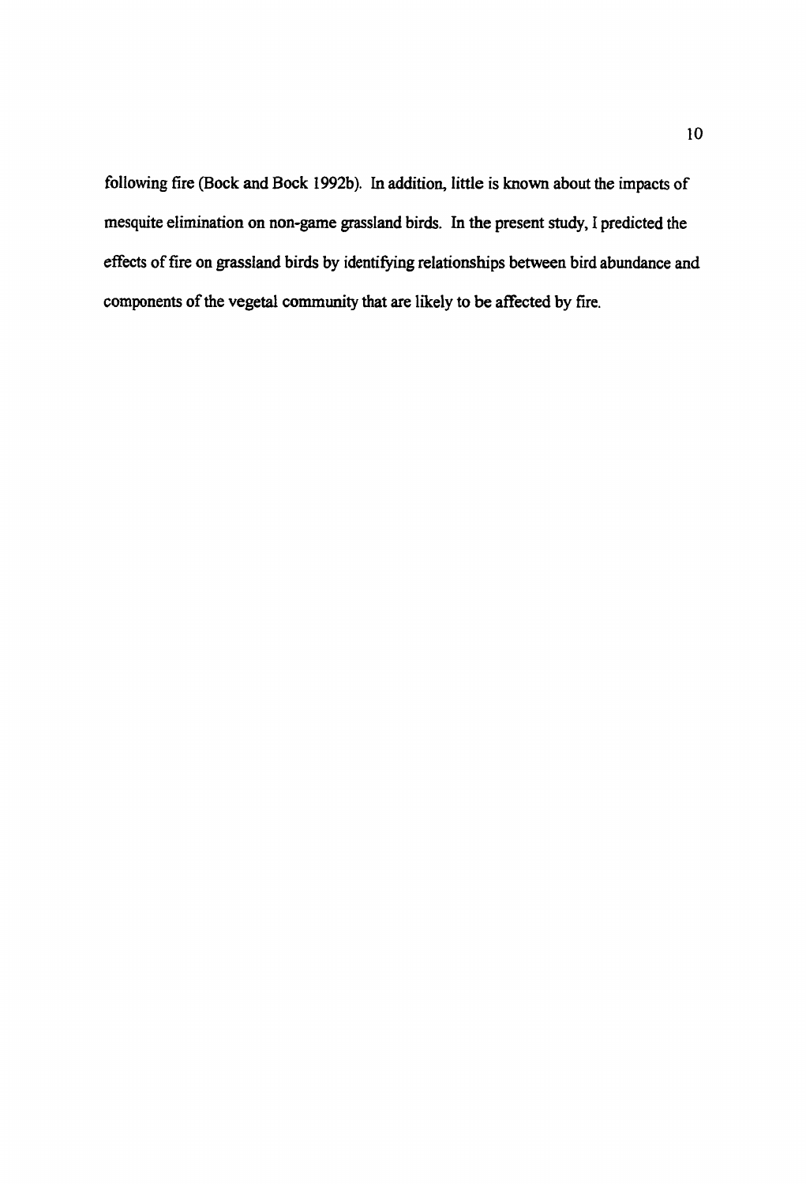following fire (Bock and Bock 1992b). In addition, little is known about the impacts of mesquite elimination on non-game grassland birds. In the present study, I predicted the effects of fire on grassland birds by identifying relationships between bird abundance and components of the vegetal community that are likely to be affected by fire.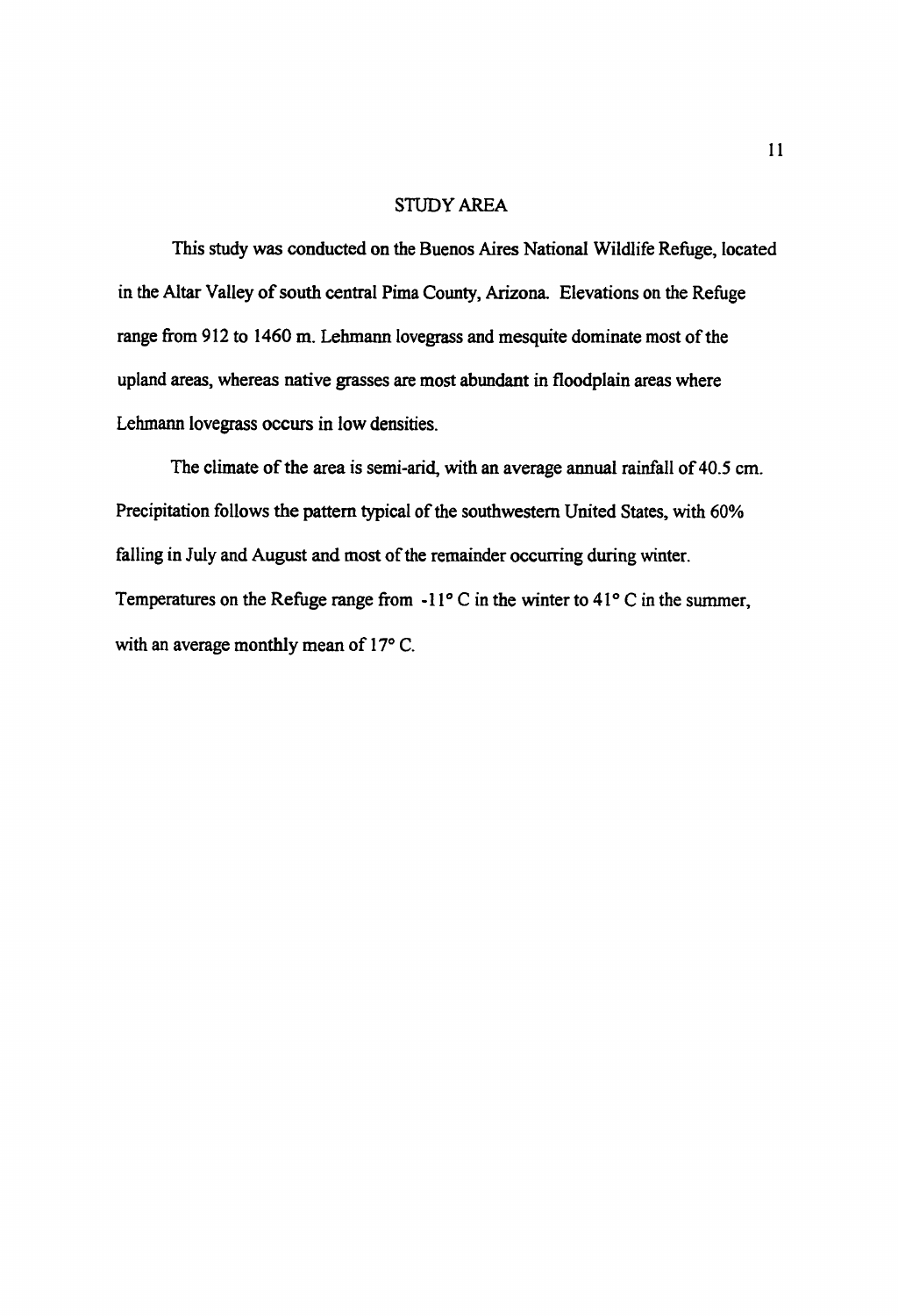## STUDY AREA

This study was conducted on the Buenos Aires National Wildlife Refuge, located in the Altar Valley of south central Pima County, Arizona. Elevations on the Refuge range from 912 to 1460 m. Lehmann lovegrass and mesquite dominate most of the upland areas, whereas native grasses are most abundant in floodplain areas where Lehmann lovegrass occurs in low densities.

The climate of the area is semi-arid, with an average annual rainfall of 40.5 cm. Precipitation follows the pattern typical of the southwestern United States, with 60% falling in July and August and most of the remainder occurring during winter. Temperatures on the Refuge range from -11° C in the winter to 41° C in the summer, with an average monthly mean of 17° C.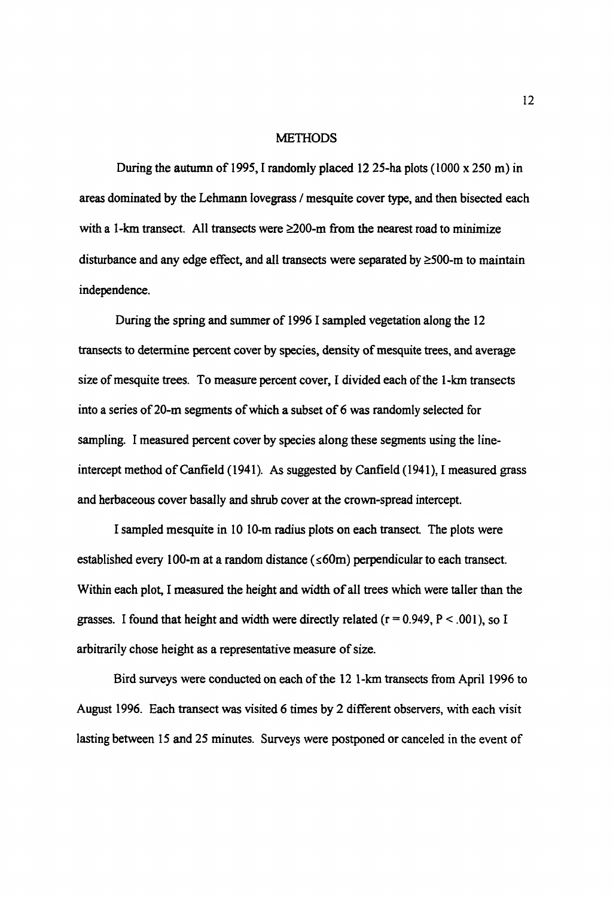# METHODS

During the autumn of 1995, I randomly placed 12 25-ha plots (1000 x 250 m) in areas dominated by the Lehmann lovegrass / mesquite cover type, and then bisected each with a 1-km transect. All transects were ≥200-m from the nearest road to minimize disturbance and any edge effect, and all transects were separated by ≥500-m to maintain independence.

During the spring and summer of 1996 I sampled vegetation along the 12 transects to determine percent cover by species, density of mesquite trees, and average size of mesquite trees. To measure percent cover, I divided each of the 1-km transects into a series of 20-m segments of which a subset of 6 was randomly selected for sampling. I measured percent cover by species along these segments using the line-intercept method of Canfield (1941). As suggested by Canfield (1941), I measured grass and herbaceous cover basally and shrub cover at the crown-spread intercept.

I sampled mesquite in 10 10-m radius plots on each transect. The plots were established every 100-m at a random distance (≤60m) perpendicular to each transect. Within each plot, I measured the height and width of all trees which were taller than the grasses. I found that height and width were directly related ($r = 0.949$, $P < .001$), so I arbitrarily chose height as a representative measure of size.

Bird surveys were conducted on each of the 12 1-km transects from April 1996 to August 1996. Each transect was visited 6 times by 2 different observers, with each visit lasting between 15 and 25 minutes. Surveys were postponed or canceled in the event of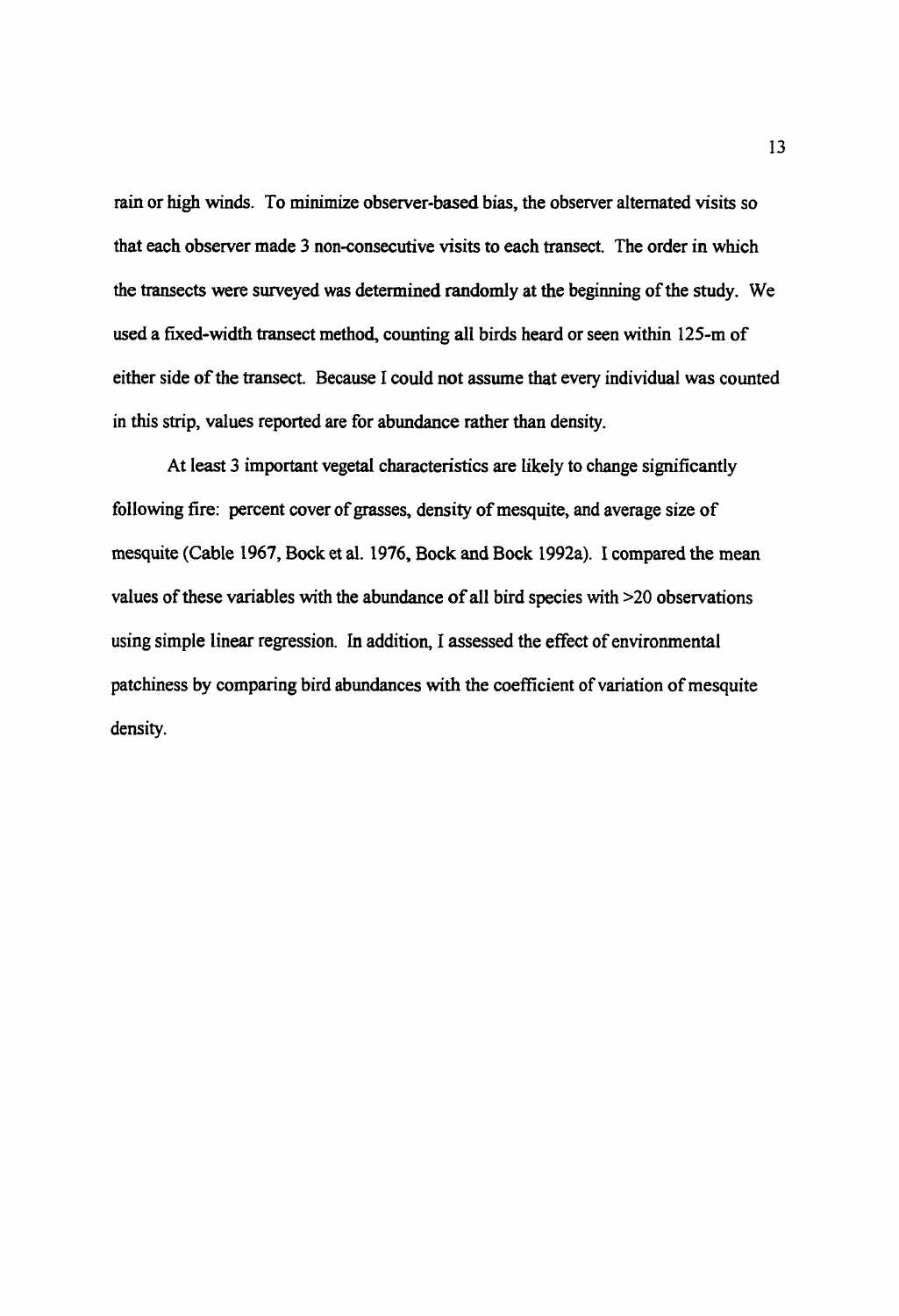rain or high winds. To minimize observer-based bias, the observer alternated visits so that each observer made 3 non-consecutive visits to each transect. The order in which the transects were surveyed was determined randomly at the beginning of the study. We used a fixed-width transect method, counting all birds heard or seen within 125-m of either side of the transect. Because I could not assume that every individual was counted in this strip, values reported are for abundance rather than density.

At least 3 important vegetal characteristics are likely to change significantly following fire: percent cover of grasses, density of mesquite, and average size of mesquite (Cable 1967, Bock et al. 1976, Bock and Bock 1992a). I compared the mean values of these variables with the abundance of all bird species with >20 observations using simple linear regression. In addition, I assessed the effect of environmental patchiness by comparing bird abundances with the coefficient of variation of mesquite density.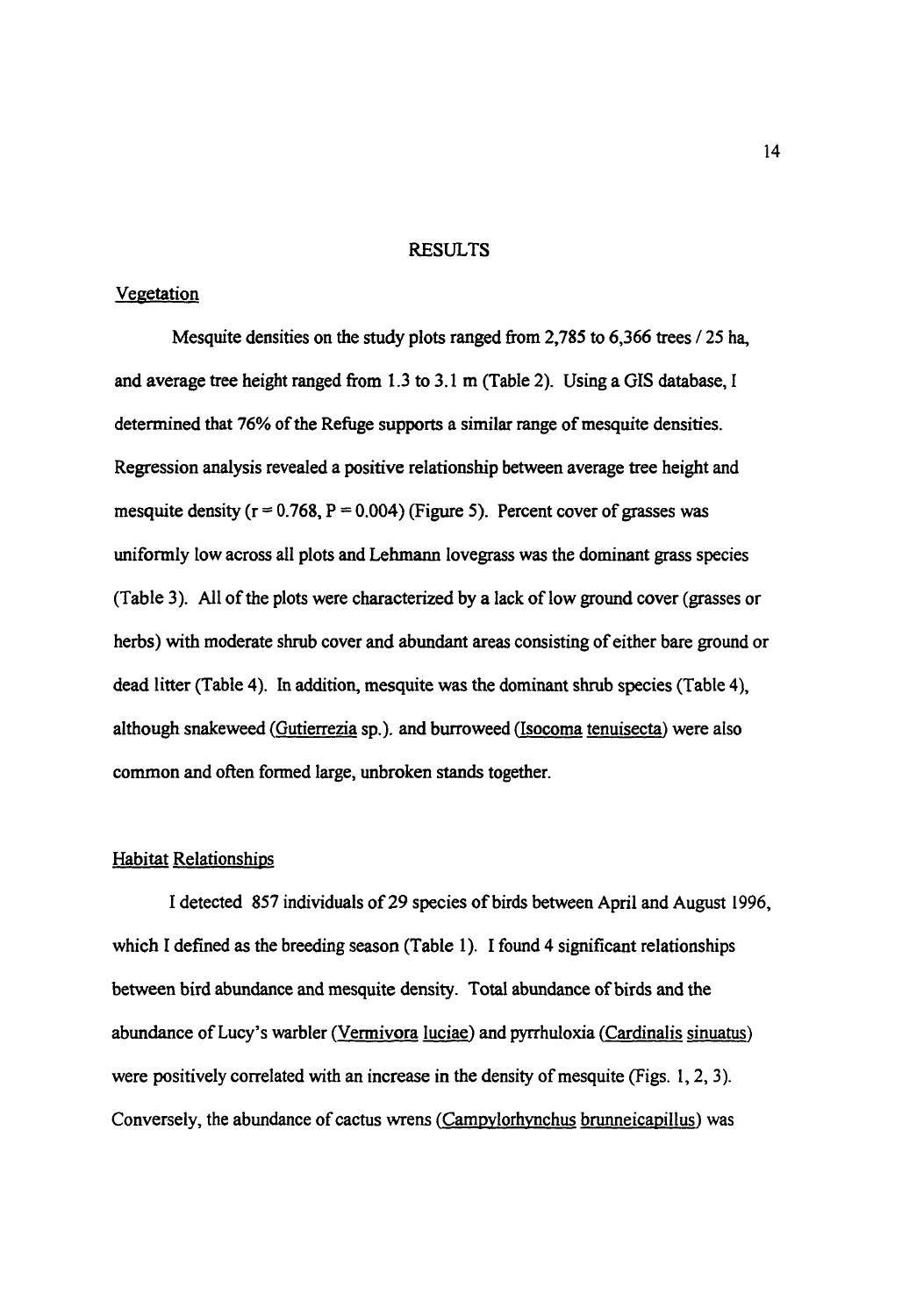# RESULTS

## Vegetation

Mesquite densities on the study plots ranged from 2,785 to 6,366 trees / 25 ha, and average tree height ranged from 1.3 to 3.1 m (Table 2). Using a GIS database, I determined that 76% of the Refuge supports a similar range of mesquite densities. Regression analysis revealed a positive relationship between average tree height and mesquite density ($r = 0.768$, $P = 0.004$) (Figure 5). Percent cover of grasses was uniformly low across all plots and Lehmann lovegrass was the dominant grass species (Table 3). All of the plots were characterized by a lack of low ground cover (grasses or herbs) with moderate shrub cover and abundant areas consisting of either bare ground or dead litter (Table 4). In addition, mesquite was the dominant shrub species (Table 4), although snakeweed (Gutierrezia sp.). and burroweed (Isocoma tenuisecta) were also common and often formed large, unbroken stands together.

## Habitat Relationships

I detected 857 individuals of 29 species of birds between April and August 1996, which I defined as the breeding season (Table 1). I found 4 significant relationships between bird abundance and mesquite density. Total abundance of birds and the abundance of Lucy's warbler (Vermivora luciae) and pyrrhuloxia (Cardinalis sinuatus) were positively correlated with an increase in the density of mesquite (Figs. 1, 2, 3). Conversely, the abundance of cactus wrens (Campylorhynchus brunneicapillus) was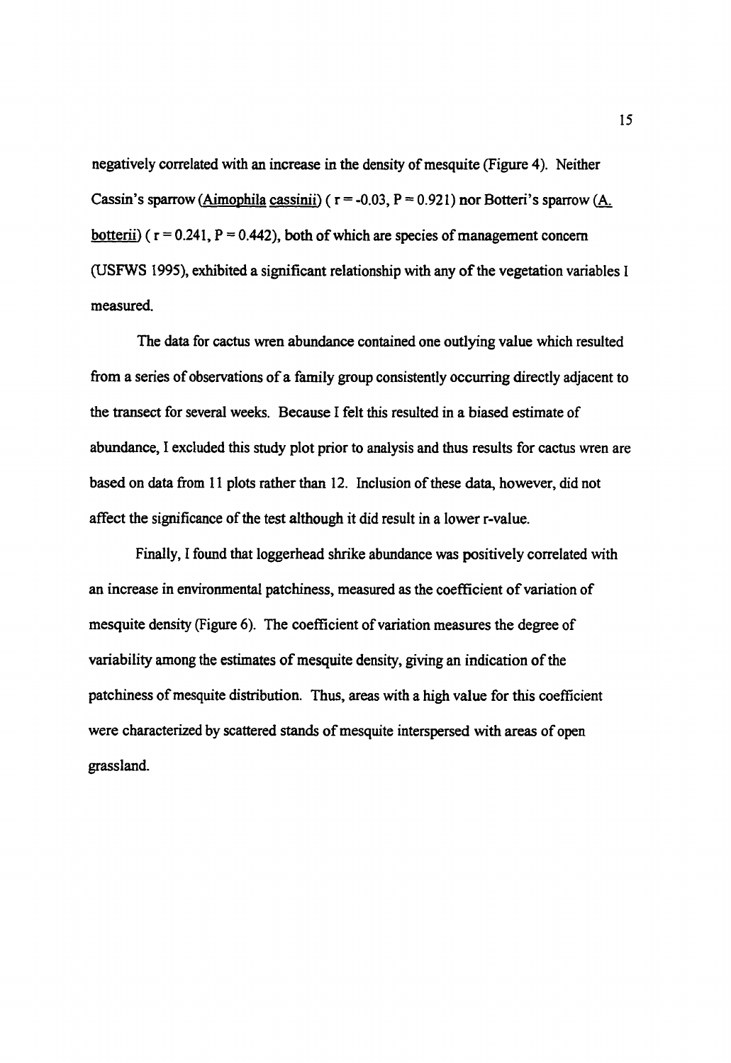negatively correlated with an increase in the density of mesquite (Figure 4). Neither Cassin's sparrow (Aimophila cassinii) ( $r = -0.03$, $P = 0.921$) nor Botteri's sparrow (A. botterii) ( $r = 0.241$, $P = 0.442$), both of which are species of management concern (USFWS 1995), exhibited a significant relationship with any of the vegetation variables I measured.

The data for cactus wren abundance contained one outlying value which resulted from a series of observations of a family group consistently occurring directly adjacent to the transect for several weeks. Because I felt this resulted in a biased estimate of abundance, I excluded this study plot prior to analysis and thus results for cactus wren are based on data from 11 plots rather than 12. Inclusion of these data, however, did not affect the significance of the test although it did result in a lower r-value.

Finally, I found that loggerhead shrike abundance was positively correlated with an increase in environmental patchiness, measured as the coefficient of variation of mesquite density (Figure 6). The coefficient of variation measures the degree of variability among the estimates of mesquite density, giving an indication of the patchiness of mesquite distribution. Thus, areas with a high value for this coefficient were characterized by scattered stands of mesquite interspersed with areas of open grassland.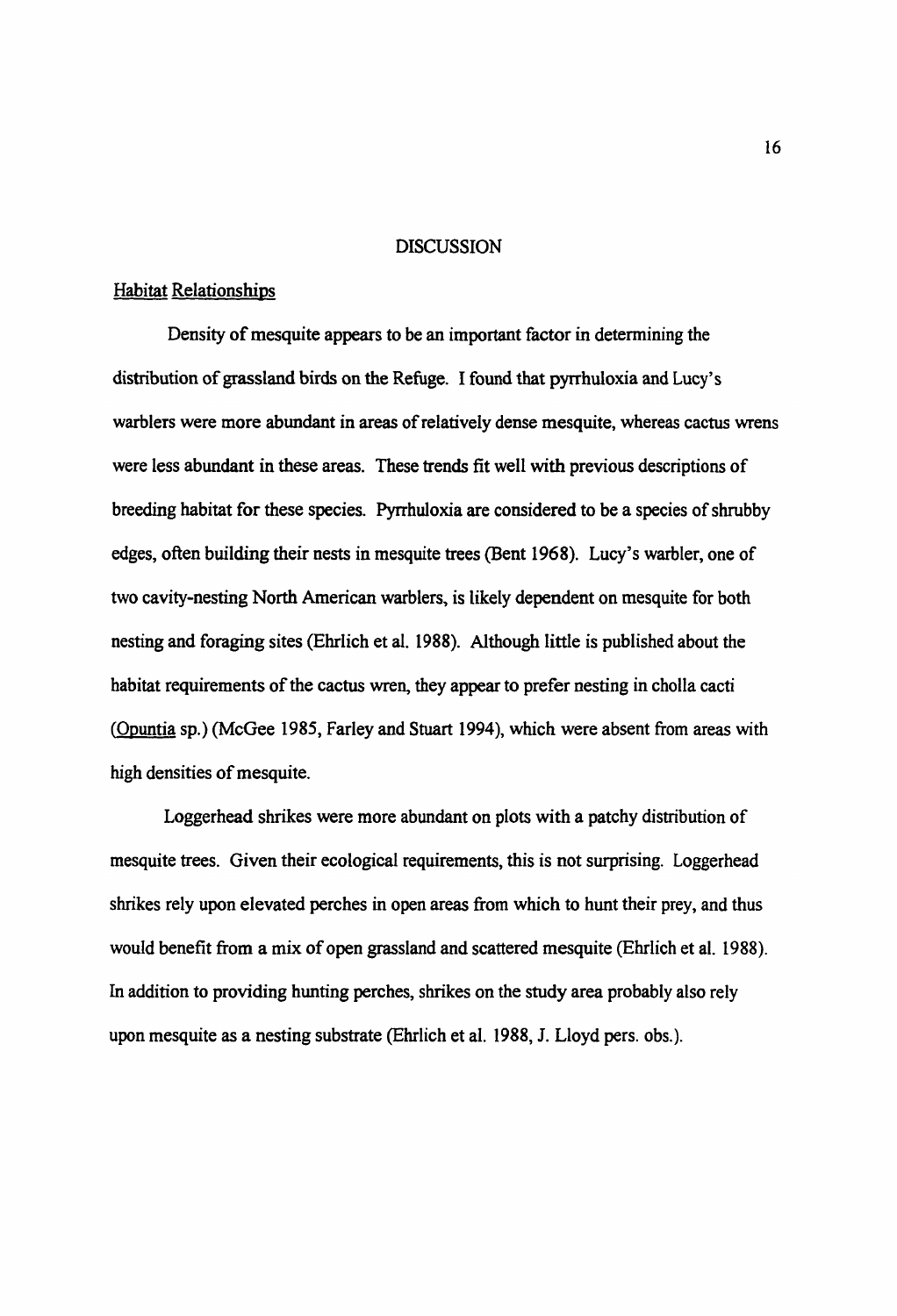# DISCUSSION

## Habitat Relationships

Density of mesquite appears to be an important factor in determining the distribution of grassland birds on the Refuge. I found that pyrrhuloxia and Lucy's warblers were more abundant in areas of relatively dense mesquite, whereas cactus wrens were less abundant in these areas. These trends fit well with previous descriptions of breeding habitat for these species. Pyrrhuloxia are considered to be a species of shrubby edges, often building their nests in mesquite trees (Bent 1968). Lucy's warbler, one of two cavity-nesting North American warblers, is likely dependent on mesquite for both nesting and foraging sites (Ehrlich et al. 1988). Although little is published about the habitat requirements of the cactus wren, they appear to prefer nesting in cholla cacti (Opuntia sp.) (McGee 1985, Farley and Stuart 1994), which were absent from areas with high densities of mesquite.

Loggerhead shrikes were more abundant on plots with a patchy distribution of mesquite trees. Given their ecological requirements, this is not surprising. Loggerhead shrikes rely upon elevated perches in open areas from which to hunt their prey, and thus would benefit from a mix of open grassland and scattered mesquite (Ehrlich et al. 1988). In addition to providing hunting perches, shrikes on the study area probably also rely upon mesquite as a nesting substrate (Ehrlich et al. 1988, J. Lloyd pers. obs.).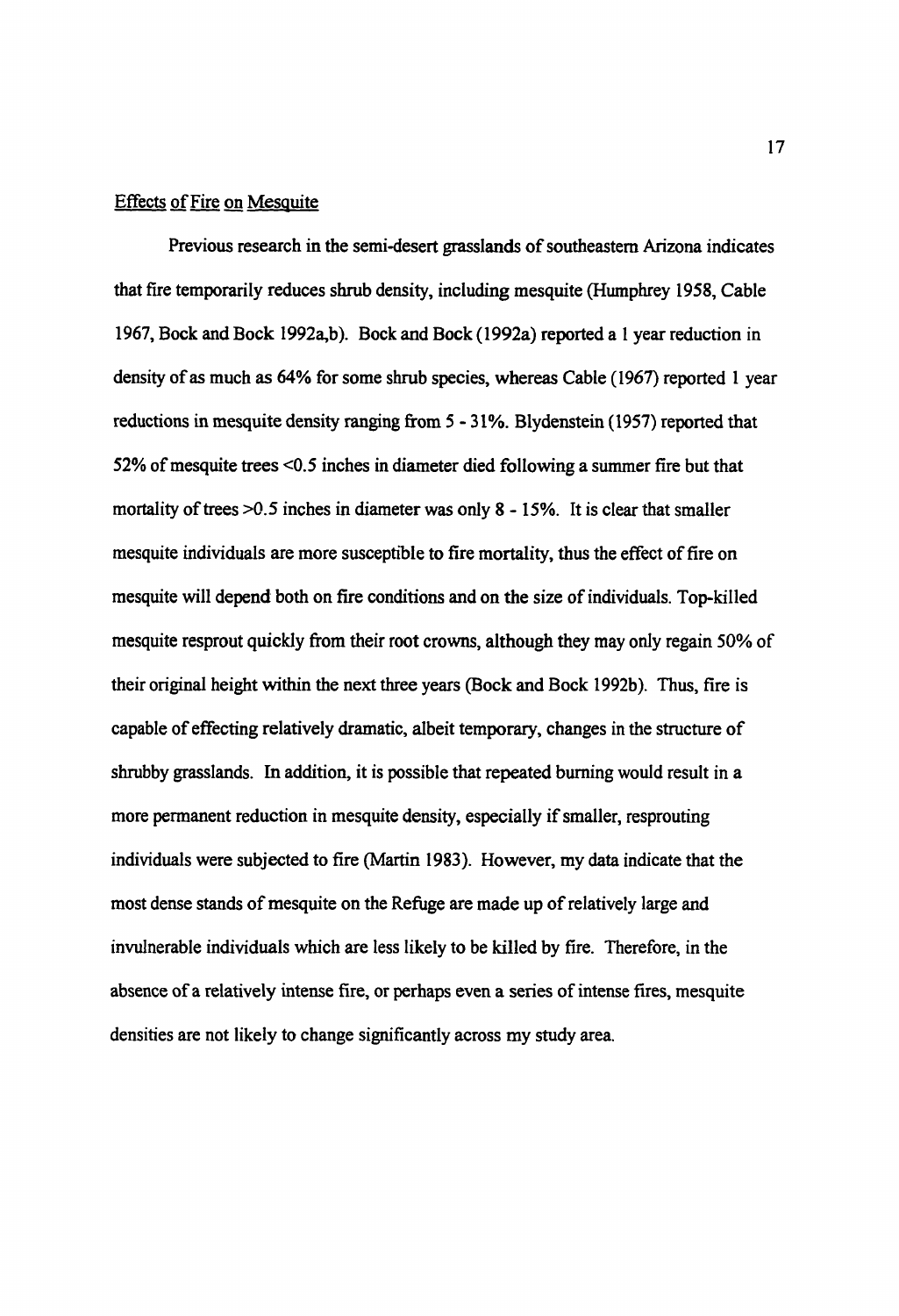## Effects of Fire on Mesquite

Previous research in the semi-desert grasslands of southeastern Arizona indicates that fire temporarily reduces shrub density, including mesquite (Humphrey 1958, Cable 1967, Bock and Bock 1992a,b). Bock and Bock (1992a) reported a 1 year reduction in density of as much as 64% for some shrub species, whereas Cable (1967) reported 1 year reductions in mesquite density ranging from 5 - 31%. Blydenstein (1957) reported that 52% of mesquite trees <0.5 inches in diameter died following a summer fire but that mortality of trees >0.5 inches in diameter was only 8 - 15%. It is clear that smaller mesquite individuals are more susceptible to fire mortality, thus the effect of fire on mesquite will depend both on fire conditions and on the size of individuals. Top-killed mesquite resprout quickly from their root crowns, although they may only regain 50% of their original height within the next three years (Bock and Bock 1992b). Thus, fire is capable of effecting relatively dramatic, albeit temporary, changes in the structure of shrubby grasslands. In addition, it is possible that repeated burning would result in a more permanent reduction in mesquite density, especially if smaller, resprouting individuals were subjected to fire (Martin 1983). However, my data indicate that the most dense stands of mesquite on the Refuge are made up of relatively large and invulnerable individuals which are less likely to be killed by fire. Therefore, in the absence of a relatively intense fire, or perhaps even a series of intense fires, mesquite densities are not likely to change significantly across my study area.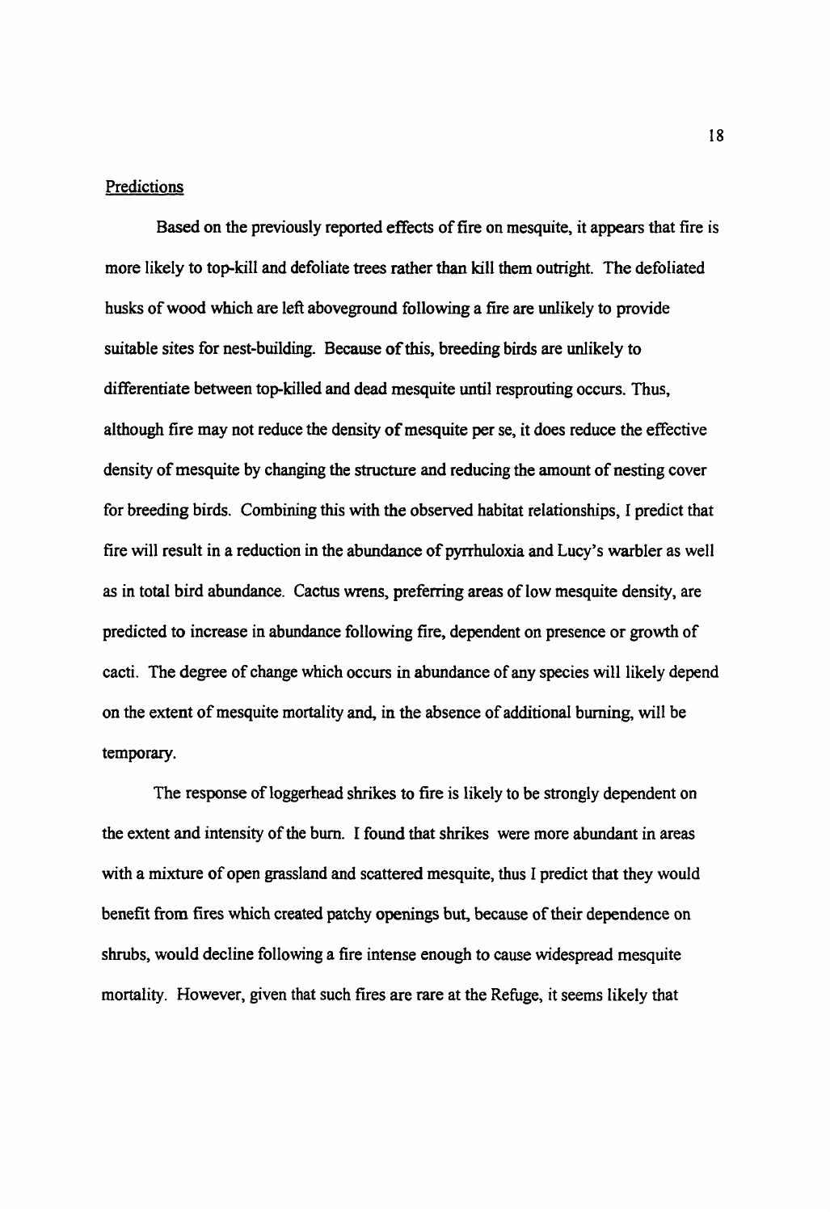Predictions

Based on the previously reported effects of fire on mesquite, it appears that fire is more likely to top-kill and defoliate trees rather than kill them outright. The defoliated husks of wood which are left aboveground following a fire are unlikely to provide suitable sites for nest-building. Because of this, breeding birds are unlikely to differentiate between top-killed and dead mesquite until resprouting occurs. Thus, although fire may not reduce the density of mesquite per se, it does reduce the effective density of mesquite by changing the structure and reducing the amount of nesting cover for breeding birds. Combining this with the observed habitat relationships, I predict that fire will result in a reduction in the abundance of pyrrhuloxia and Lucy's warbler as well as in total bird abundance. Cactus wrens, preferring areas of low mesquite density, are predicted to increase in abundance following fire, dependent on presence or growth of cacti. The degree of change which occurs in abundance of any species will likely depend on the extent of mesquite mortality and, in the absence of additional burning, will be temporary.

The response of loggerhead shrikes to fire is likely to be strongly dependent on the extent and intensity of the burn. I found that shrikes were more abundant in areas with a mixture of open grassland and scattered mesquite, thus I predict that they would benefit from fires which created patchy openings but, because of their dependence on shrubs, would decline following a fire intense enough to cause widespread mesquite mortality. However, given that such fires are rare at the Refuge, it seems likely that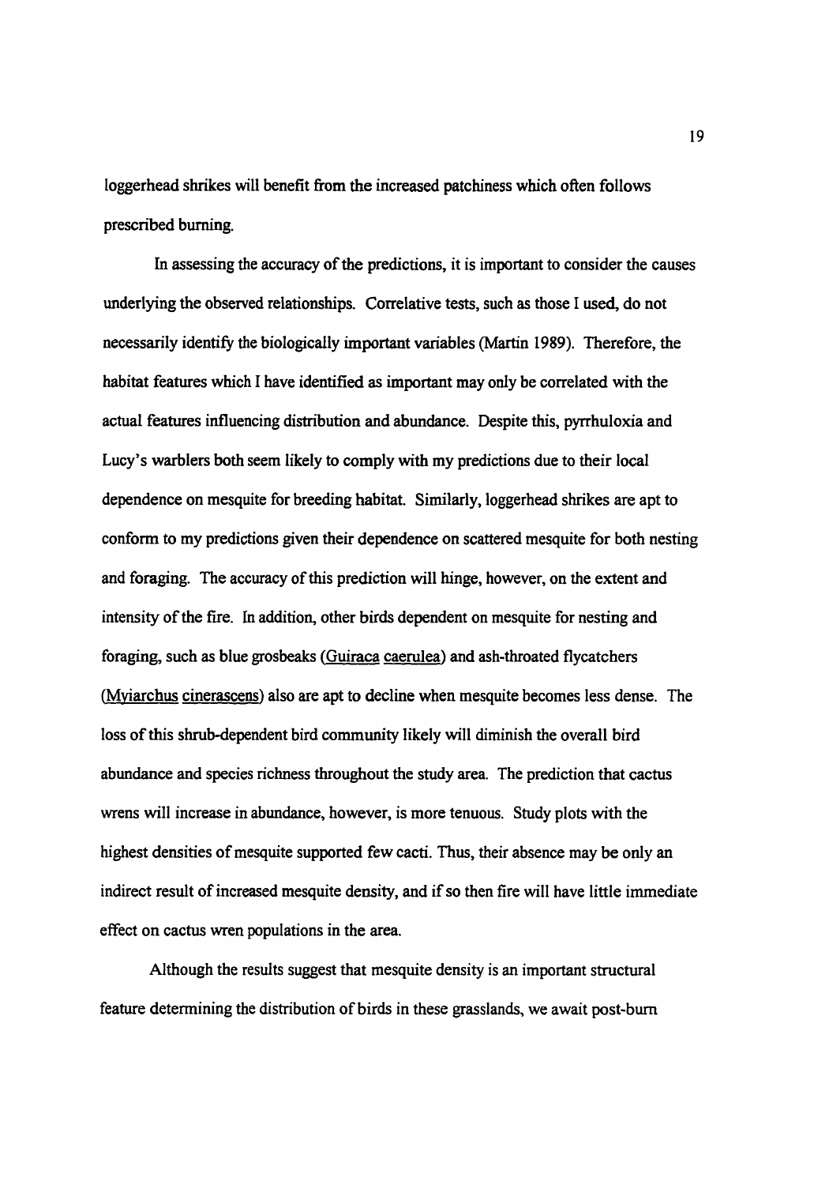loggerhead shrikes will benefit from the increased patchiness which often follows prescribed burning.

In assessing the accuracy of the predictions, it is important to consider the causes underlying the observed relationships. Correlative tests, such as those I used, do not necessarily identify the biologically important variables (Martin 1989). Therefore, the habitat features which I have identified as important may only be correlated with the actual features influencing distribution and abundance. Despite this, pyrrhuloxia and Lucy's warblers both seem likely to comply with my predictions due to their local dependence on mesquite for breeding habitat. Similarly, loggerhead shrikes are apt to conform to my predictions given their dependence on scattered mesquite for both nesting and foraging. The accuracy of this prediction will hinge, however, on the extent and intensity of the fire. In addition, other birds dependent on mesquite for nesting and foraging, such as blue grosbeaks (Guiraca caerulea) and ash-throated flycatchers (Myiarchus cinerascens) also are apt to decline when mesquite becomes less dense. The loss of this shrub-dependent bird community likely will diminish the overall bird abundance and species richness throughout the study area. The prediction that cactus wrens will increase in abundance, however, is more tenuous. Study plots with the highest densities of mesquite supported few cacti. Thus, their absence may be only an indirect result of increased mesquite density, and if so then fire will have little immediate effect on cactus wren populations in the area.

Although the results suggest that mesquite density is an important structural feature determining the distribution of birds in these grasslands, we await post-burn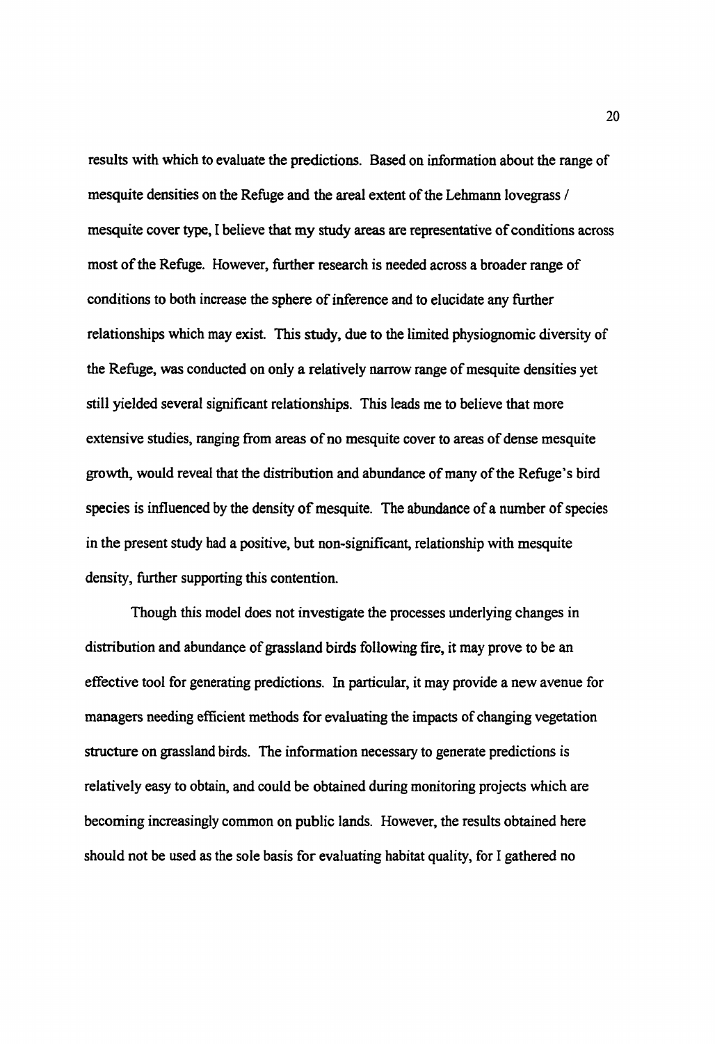results with which to evaluate the predictions. Based on information about the range of mesquite densities on the Refuge and the areal extent of the Lehmann lovegrass / mesquite cover type, I believe that my study areas are representative of conditions across most of the Refuge. However, further research is needed across a broader range of conditions to both increase the sphere of inference and to elucidate any further relationships which may exist. This study, due to the limited physiognomic diversity of the Refuge, was conducted on only a relatively narrow range of mesquite densities yet still yielded several significant relationships. This leads me to believe that more extensive studies, ranging from areas of no mesquite cover to areas of dense mesquite growth, would reveal that the distribution and abundance of many of the Refuge's bird species is influenced by the density of mesquite. The abundance of a number of species in the present study had a positive, but non-significant, relationship with mesquite density, further supporting this contention.

Though this model does not investigate the processes underlying changes in distribution and abundance of grassland birds following fire, it may prove to be an effective tool for generating predictions. In particular, it may provide a new avenue for managers needing efficient methods for evaluating the impacts of changing vegetation structure on grassland birds. The information necessary to generate predictions is relatively easy to obtain, and could be obtained during monitoring projects which are becoming increasingly common on public lands. However, the results obtained here should not be used as the sole basis for evaluating habitat quality, for I gathered no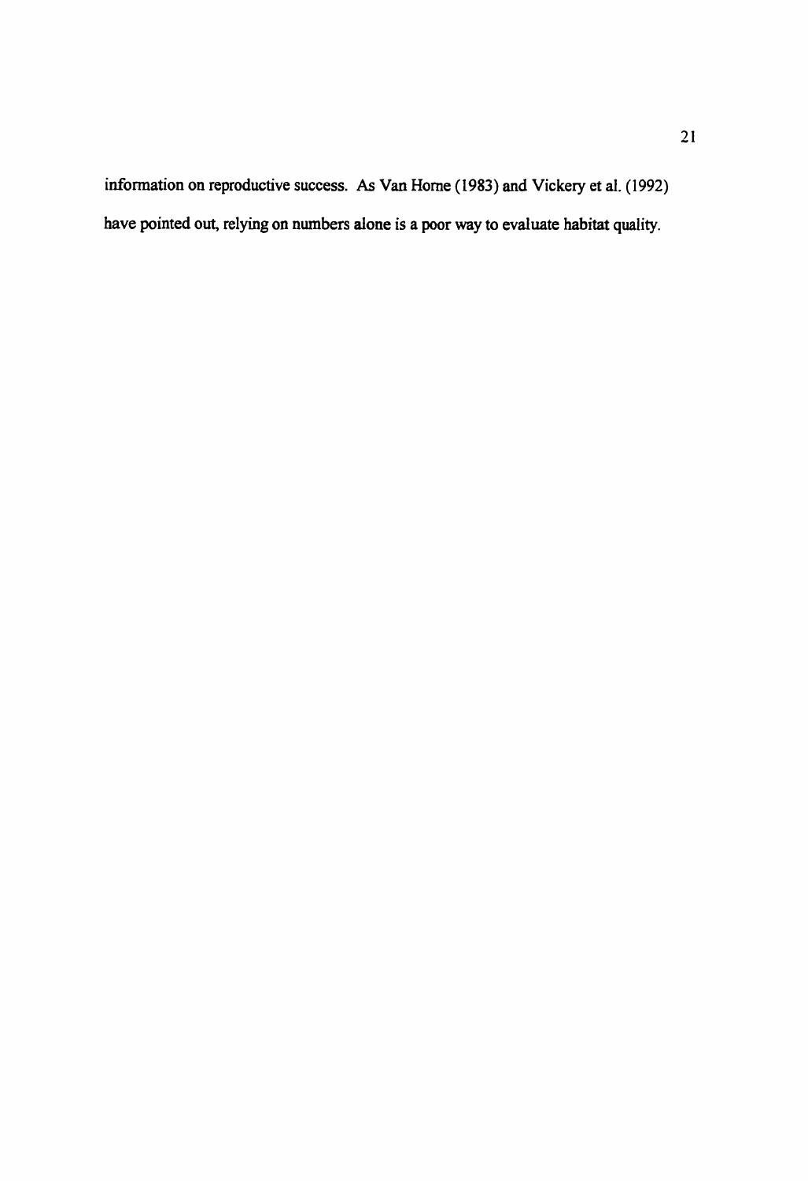information on reproductive success. As Van Horne (1983) and Vickery et al. (1992) have pointed out, relying on numbers alone is a poor way to evaluate habitat quality.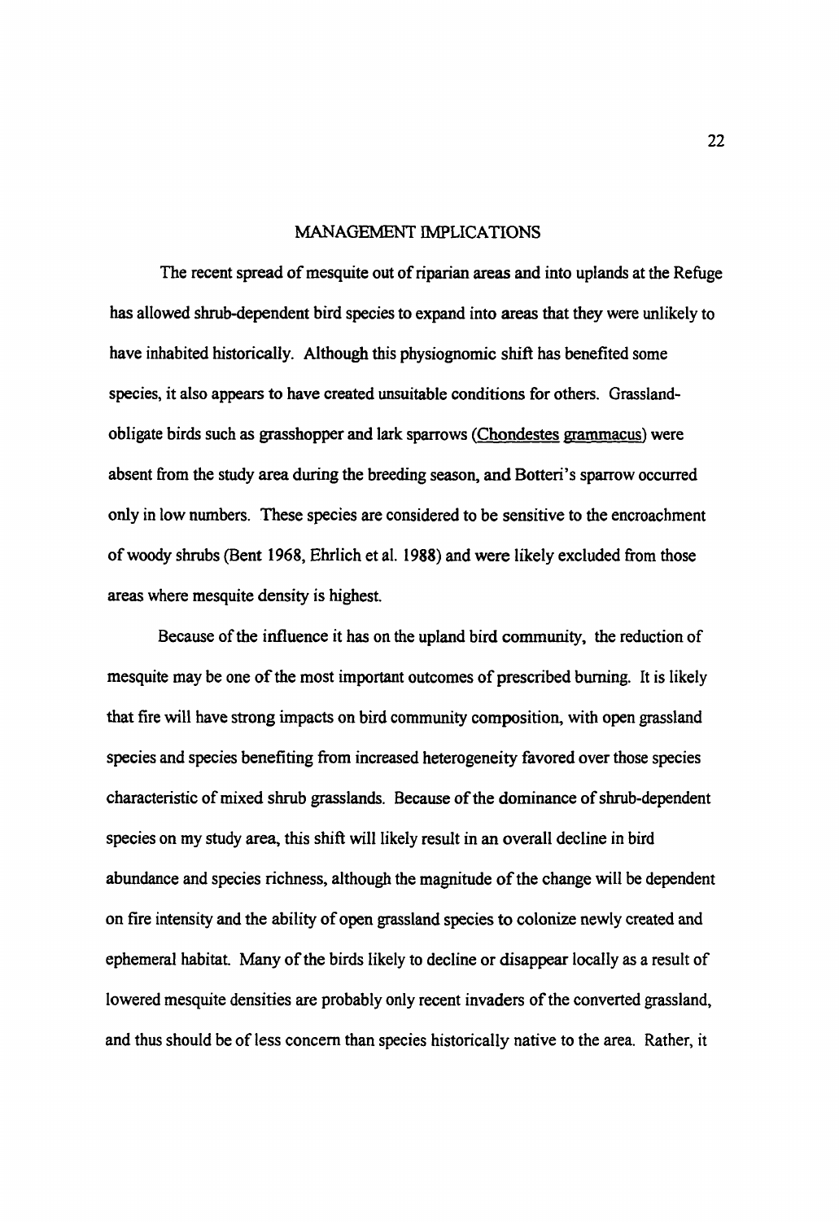## MANAGEMENT IMPLICATIONS

The recent spread of mesquite out of riparian areas and into uplands at the Refuge has allowed shrub-dependent bird species to expand into areas that they were unlikely to have inhabited historically. Although this physiognomic shift has benefited some species, it also appears to have created unsuitable conditions for others. Grassland-obligate birds such as grasshopper and lark sparrows (Chondestes grammacus) were absent from the study area during the breeding season, and Botteri's sparrow occurred only in low numbers. These species are considered to be sensitive to the encroachment of woody shrubs (Bent 1968, Ehrlich et al. 1988) and were likely excluded from those areas where mesquite density is highest.

Because of the influence it has on the upland bird community, the reduction of mesquite may be one of the most important outcomes of prescribed burning. It is likely that fire will have strong impacts on bird community composition, with open grassland species and species benefiting from increased heterogeneity favored over those species characteristic of mixed shrub grasslands. Because of the dominance of shrub-dependent species on my study area, this shift will likely result in an overall decline in bird abundance and species richness, although the magnitude of the change will be dependent on fire intensity and the ability of open grassland species to colonize newly created and ephemeral habitat. Many of the birds likely to decline or disappear locally as a result of lowered mesquite densities are probably only recent invaders of the converted grassland, and thus should be of less concern than species historically native to the area. Rather, it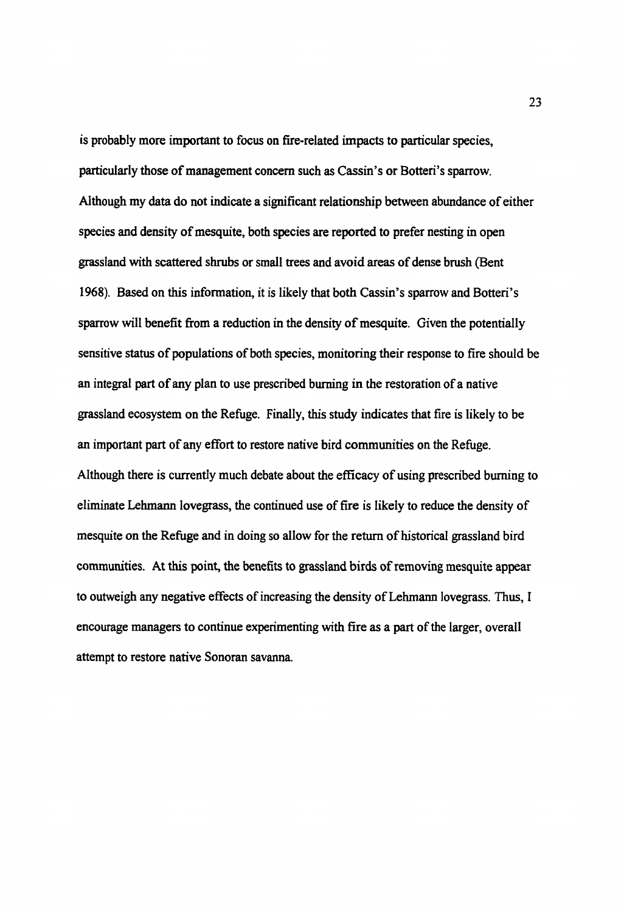is probably more important to focus on fire-related impacts to particular species, particularly those of management concern such as Cassin's or Botteri's sparrow. Although my data do not indicate a significant relationship between abundance of either species and density of mesquite, both species are reported to prefer nesting in open grassland with scattered shrubs or small trees and avoid areas of dense brush (Bent 1968). Based on this information, it is likely that both Cassin's sparrow and Botteri's sparrow will benefit from a reduction in the density of mesquite. Given the potentially sensitive status of populations of both species, monitoring their response to fire should be an integral part of any plan to use prescribed burning in the restoration of a native grassland ecosystem on the Refuge. Finally, this study indicates that fire is likely to be an important part of any effort to restore native bird communities on the Refuge. Although there is currently much debate about the efficacy of using prescribed burning to eliminate Lehmann lovegrass, the continued use of fire is likely to reduce the density of mesquite on the Refuge and in doing so allow for the return of historical grassland bird communities. At this point, the benefits to grassland birds of removing mesquite appear to outweigh any negative effects of increasing the density of Lehmann lovegrass. Thus, I encourage managers to continue experimenting with fire as a part of the larger, overall attempt to restore native Sonoran savanna.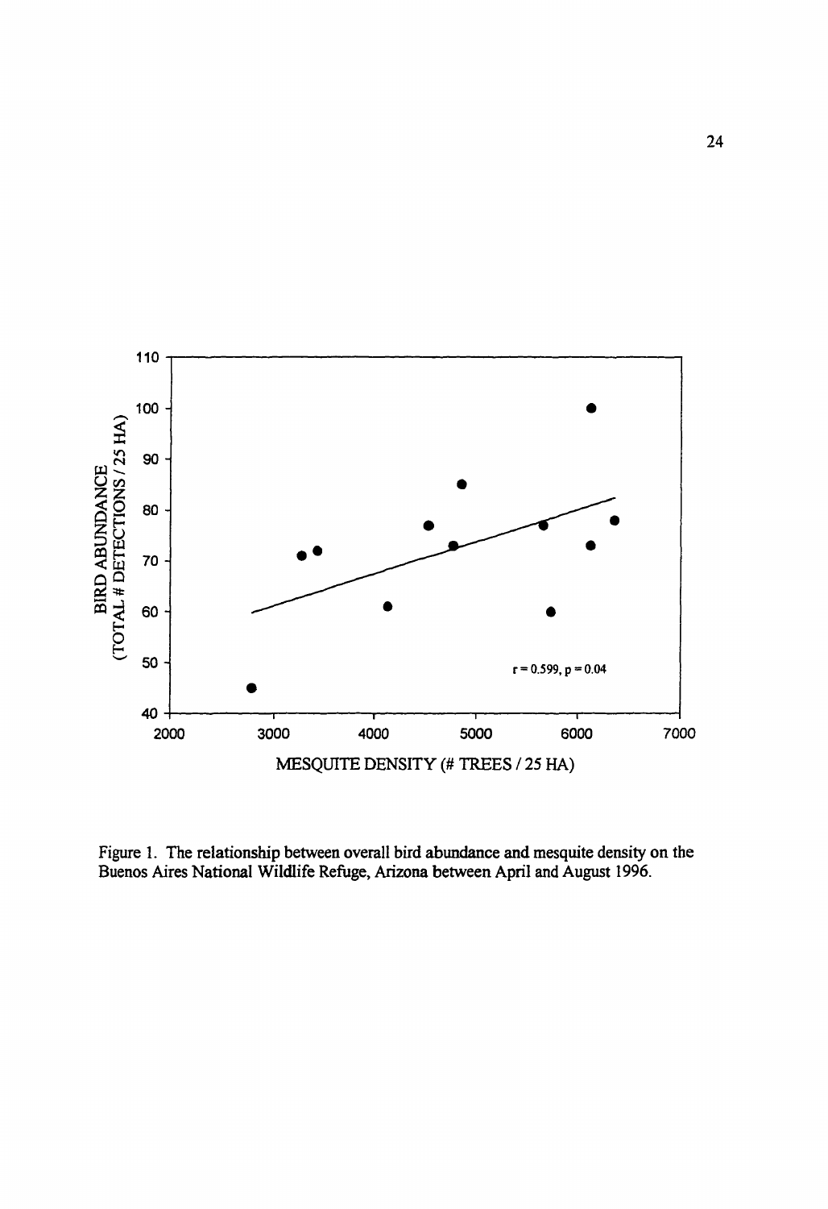Figure 1. The relationship between overall bird abundance and mesquite density on the Buenos Aires National Wildlife Refuge, Arizona between April and August 1996.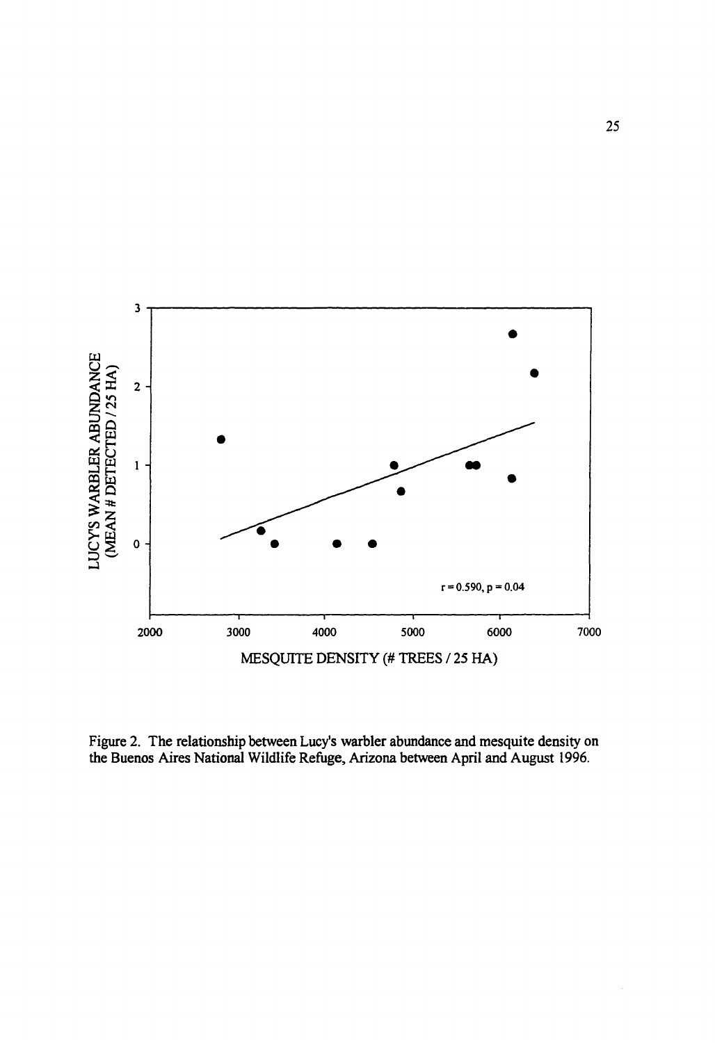Figure 2. The relationship between Lucy's warbler abundance and mesquite density on the Buenos Aires National Wildlife Refuge, Arizona between April and August 1996.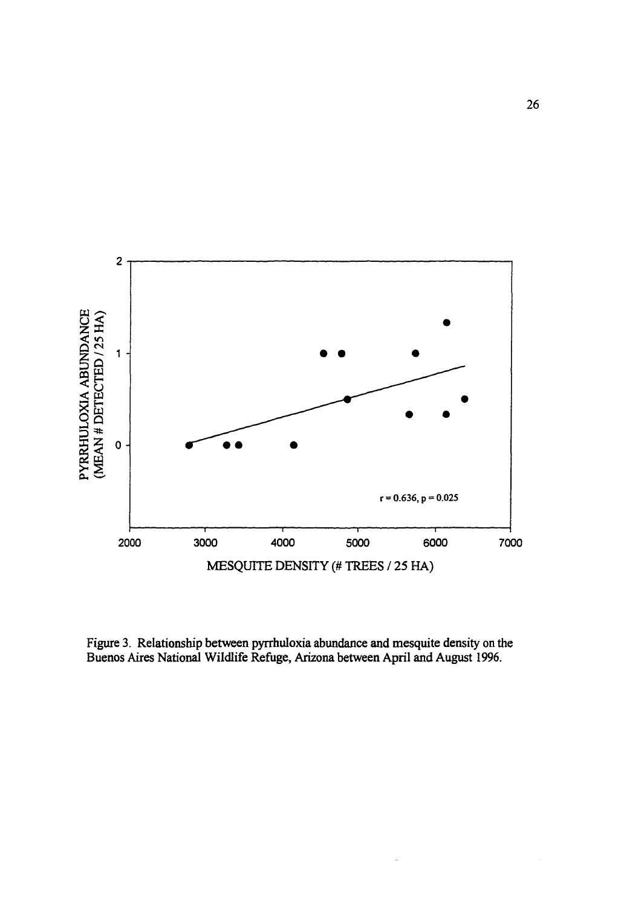Figure 3. Relationship between pyrrhuloxia abundance and mesquite density on the Buenos Aires National Wildlife Refuge, Arizona between April and August 1996.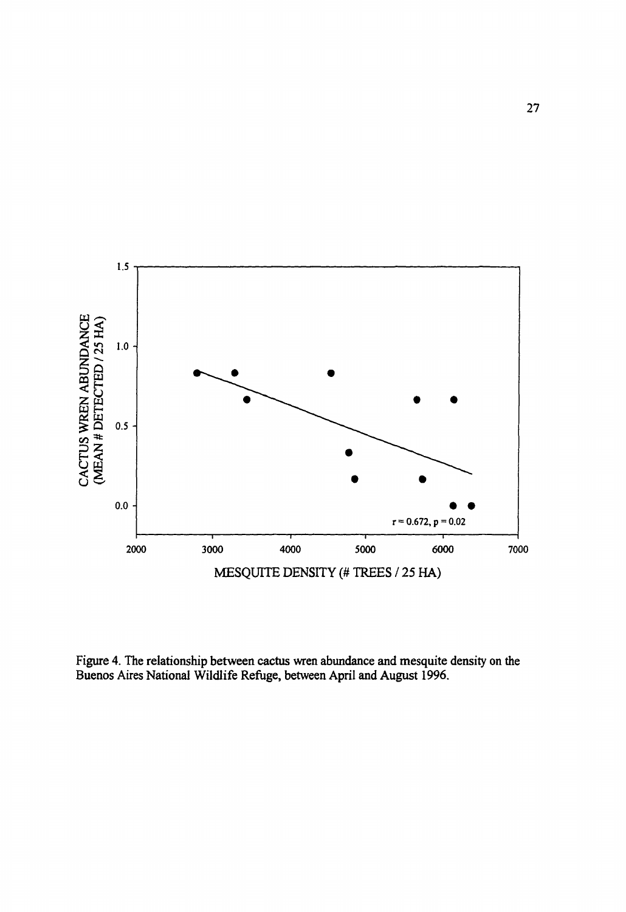Figure 4. The relationship between cactus wren abundance and mesquite density on the Buenos Aires National Wildlife Refuge, between April and August 1996.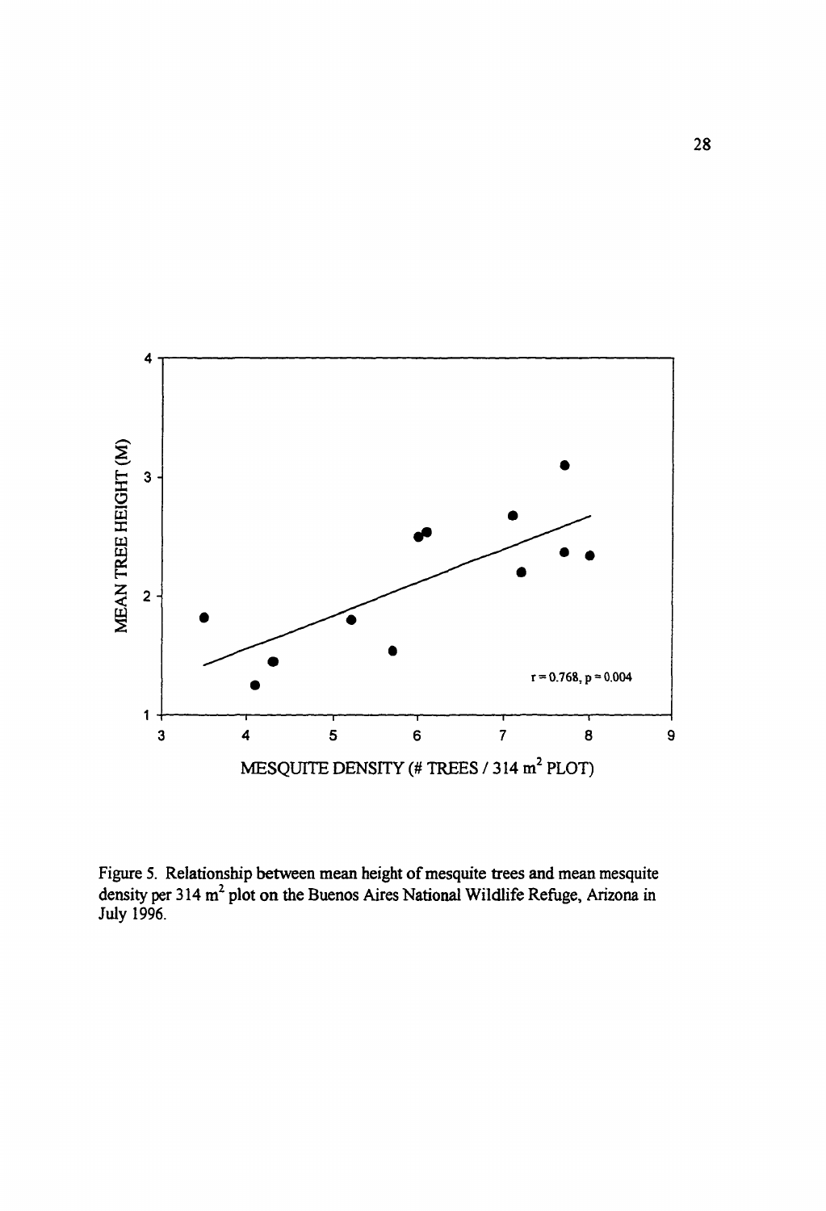Figure 5. Relationship between mean height of mesquite trees and mean mesquite density per 314 $m^2$ plot on the Buenos Aires National Wildlife Refuge, Arizona in July 1996.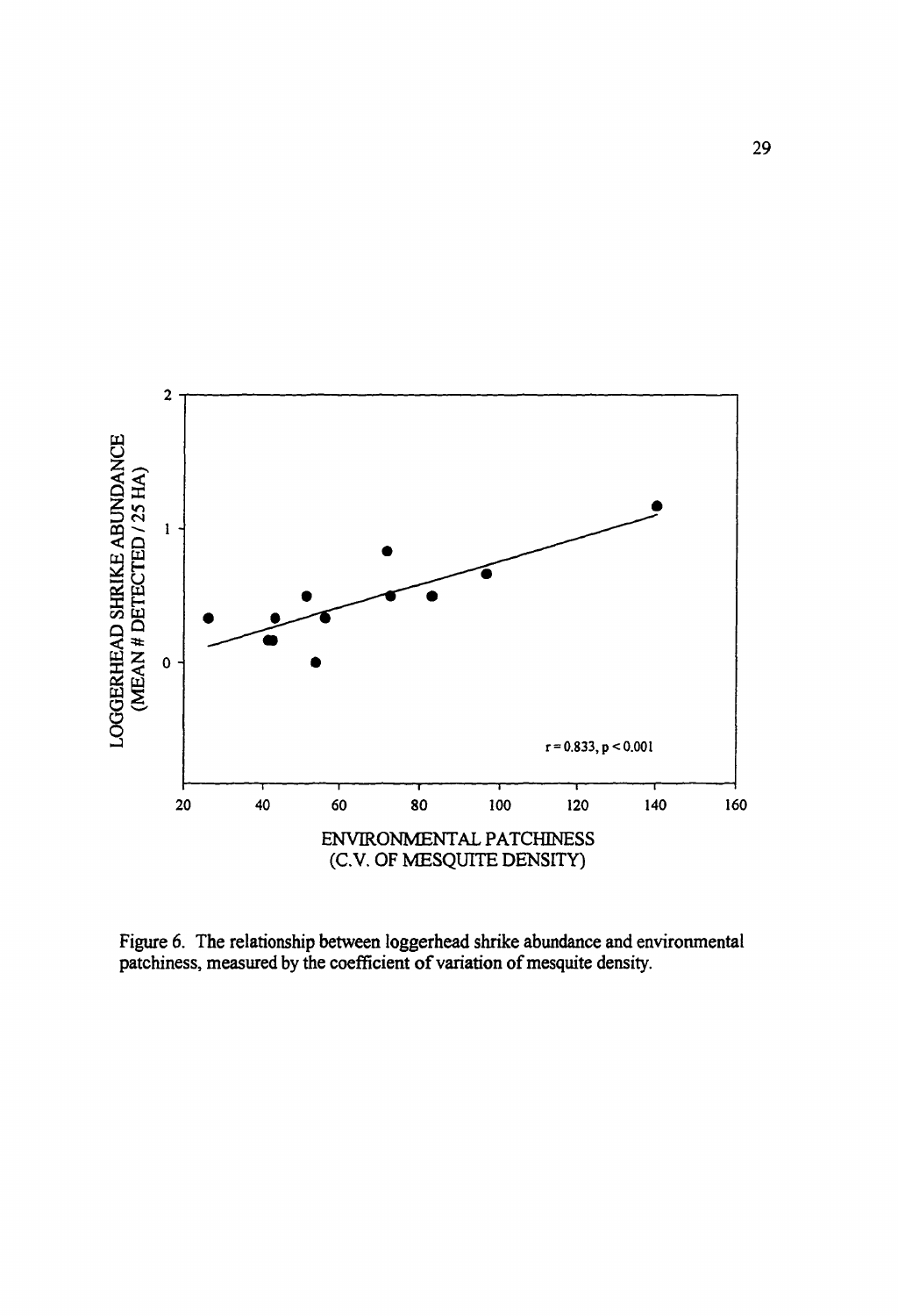Figure 6. The relationship between loggerhead shrike abundance and environmental patchiness, measured by the coefficient of variation of mesquite density.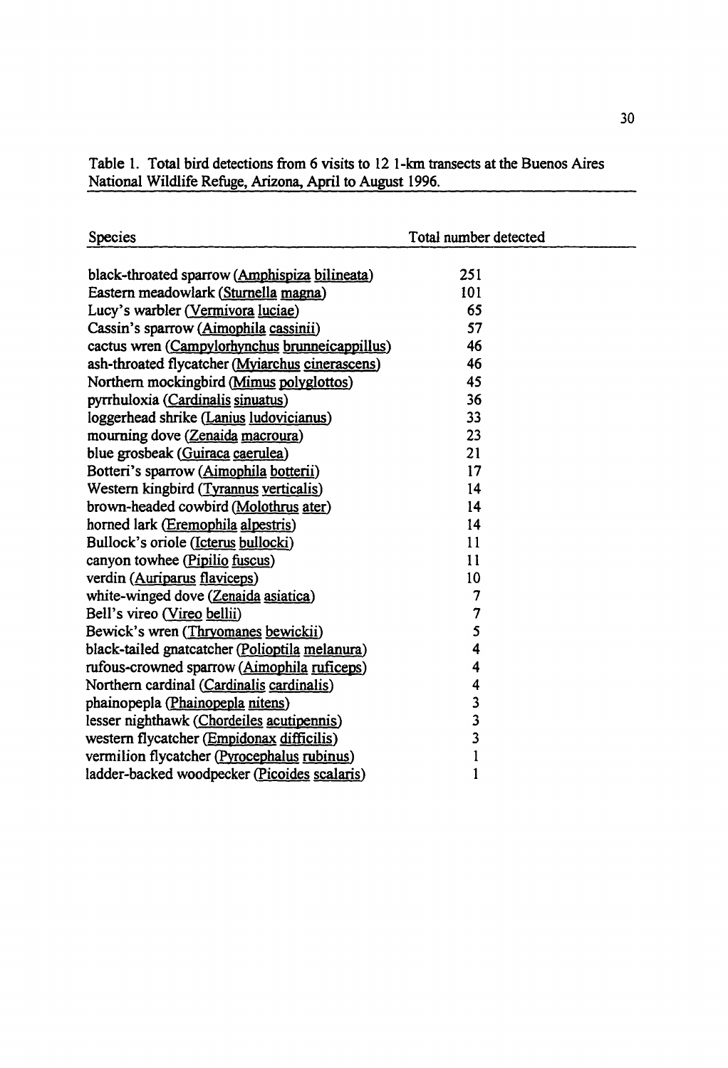Table 1. Total bird detections from 6 visits to 12 1-km transects at the Buenos Aires National Wildlife Refuge, Arizona, April to August 1996.

| Species | Total number detected |
|---|---|
| black-throated sparrow (Amphispiza bilineata) | 251 |
| Eastern meadowlark (Sturnella magna) | 101 |
| Lucy's warbler (Vermivora luciae) | 65 |
| Cassin's sparrow (Aimophila cassinii) | 57 |
| cactus wren (Campylorhynchus brunneicappillus) | 46 |
| ash-throated flycatcher (Myiarchus cinerascens) | 46 |
| Northern mockingbird (Mimus polyglottos) | 45 |
| pyrrhuloxia (Cardinalis sinuatus) | 36 |
| loggerhead shrike (Lanius ludovicianus) | 33 |
| mourning dove (Zenaida macroura) | 23 |
| blue grosbeak (Guiraca caerulea) | 21 |
| Botteri's sparrow (Aimophila botterii) | 17 |
| Western kingbird (Tyrannus verticalis) | 14 |
| brown-headed cowbird (Molothrus ater) | 14 |
| horned lark (Eremophila alpestris) | 14 |
| Bullock's oriole (Icterus bullocki) | 11 |
| canyon towhee (Pipilio fuscus) | 11 |
| verdin (Auriparus flaviceps) | 10 |
| white-winged dove (Zenaida asiatica) | 7 |
| Bell's vireo (Vireo bellii) | 7 |
| Bewick's wren (Thryomanes bewickii) | 5 |
| black-tailed gnatcatcher (Polioptila melanura) | 4 |
| rufous-crowned sparrow (Aimophila ruficeps) | 4 |
| Northern cardinal (Cardinalis cardinalis) | 4 |
| phainopepla (Phainopepla nitens) | 3 |
| lesser nighthawk (Chordeiles acutipennis) | 3 |
| western flycatcher (Empidonax difficilis) | 3 |
| vermilion flycatcher (Pyrocephalus rubinus) | 1 |
| ladder-backed woodpecker (Picoides scalaris) | 1 |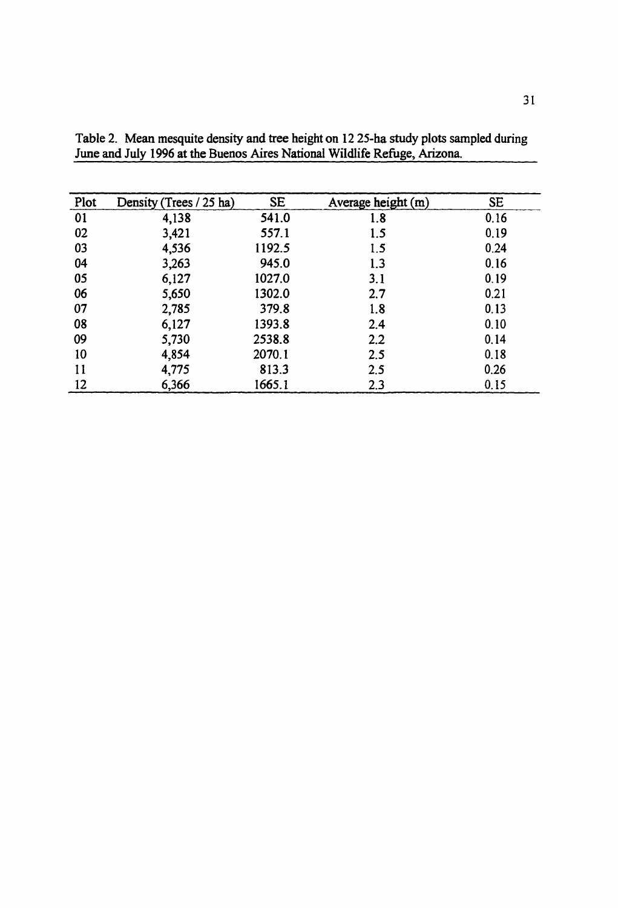Table 2. Mean mesquite density and tree height on 12 25-ha study plots sampled during June and July 1996 at the Buenos Aires National Wildlife Refuge, Arizona.

| Plot | Density (Trees / 25 ha) | SE | Average height (m) | SE |
|---|---|---|---|---|
| 01 | 4,138 | 541.0 | 1.8 | 0.16 |
| 02 | 3,421 | 557.1 | 1.5 | 0.19 |
| 03 | 4,536 | 1192.5 | 1.5 | 0.24 |
| 04 | 3,263 | 945.0 | 1.3 | 0.16 |
| 05 | 6,127 | 1027.0 | 3.1 | 0.19 |
| 06 | 5,650 | 1302.0 | 2.7 | 0.21 |
| 07 | 2,785 | 379.8 | 1.8 | 0.13 |
| 08 | 6,127 | 1393.8 | 2.4 | 0.10 |
| 09 | 5,730 | 2538.8 | 2.2 | 0.14 |
| 10 | 4,854 | 2070.1 | 2.5 | 0.18 |
| 11 | 4,775 | 813.3 | 2.5 | 0.26 |
| 12 | 6,366 | 1665.1 | 2.3 | 0.15 |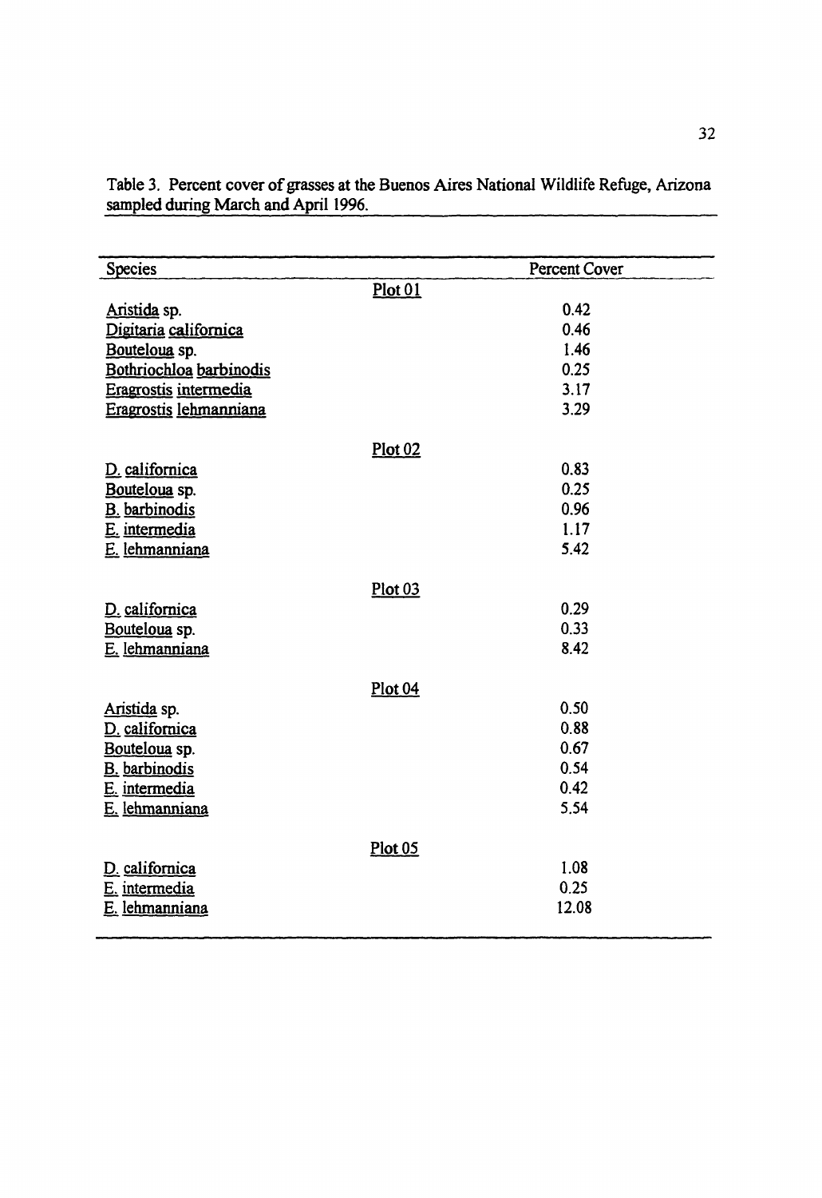Table 3. Percent cover of grasses at the Buenos Aires National Wildlife Refuge, Arizona sampled during March and April 1996.

| Species | Percent Cover |
|---|---|
| **Plot 01** | |
| Aristida sp. | 0.42 |
| Digitaria californica | 0.46 |
| Bouteloua sp. | 1.46 |
| Bothriochloa barbinodis | 0.25 |
| Eragrostis intermedia | 3.17 |
| Eragrostis lehmanniana | 3.29 |
| **Plot 02** | |
| D. californica | 0.83 |
| Bouteloua sp. | 0.25 |
| B. barbinodis | 0.96 |
| E. intermedia | 1.17 |
| E. lehmanniana | 5.42 |
| **Plot 03** | |
| D. californica | 0.29 |
| Bouteloua sp. | 0.33 |
| E. lehmanniana | 8.42 |
| **Plot 04** | |
| Aristida sp. | 0.50 |
| D. californica | 0.88 |
| Bouteloua sp. | 0.67 |
| B. barbinodis | 0.54 |
| E. intermedia | 0.42 |
| E. lehmanniana | 5.54 |
| **Plot 05** | |
| D. californica | 1.08 |
| E. intermedia | 0.25 |
| E. lehmanniana | 12.08 |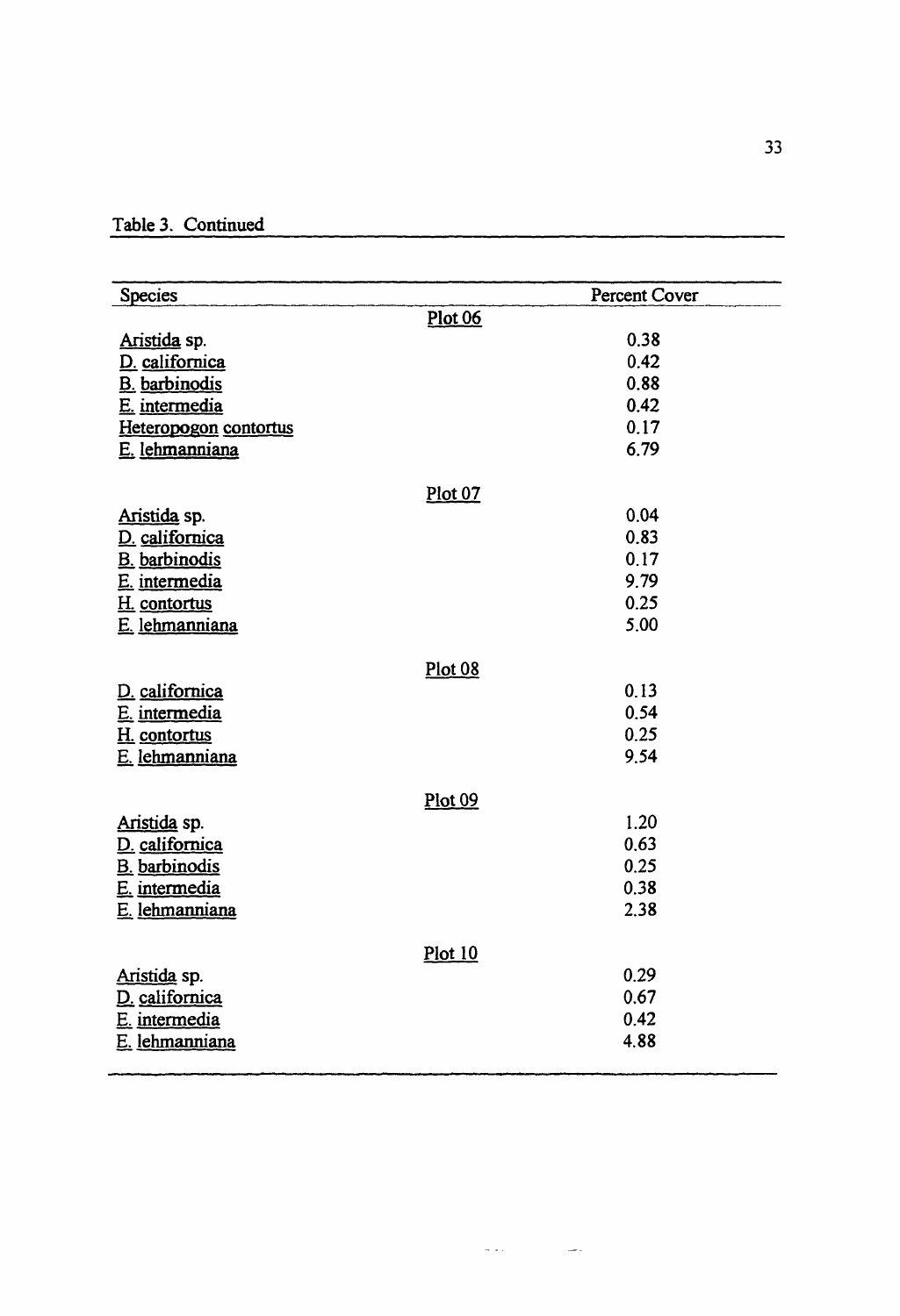Table 3. Continued

| Species | Percent Cover |
|---|---|
| **Plot 06** | |
| Aristida sp. | 0.38 |
| D. californica | 0.42 |
| B. barbinodis | 0.88 |
| E. intermedia | 0.42 |
| Heteropogon contortus | 0.17 |
| E. lehmanniana | 6.79 |
| **Plot 07** | |
| Aristida sp. | 0.04 |
| D. californica | 0.83 |
| B. barbinodis | 0.17 |
| E. intermedia | 9.79 |
| H. contortus | 0.25 |
| E. lehmanniana | 5.00 |
| **Plot 08** | |
| D. californica | 0.13 |
| E. intermedia | 0.54 |
| H. contortus | 0.25 |
| E. lehmanniana | 9.54 |
| **Plot 09** | |
| Aristida sp. | 1.20 |
| D. californica | 0.63 |
| B. barbinodis | 0.25 |
| E. intermedia | 0.38 |
| E. lehmanniana | 2.38 |
| **Plot 10** | |
| Aristida sp. | 0.29 |
| D. californica | 0.67 |
| E. intermedia | 0.42 |
| E. lehmanniana | 4.88 |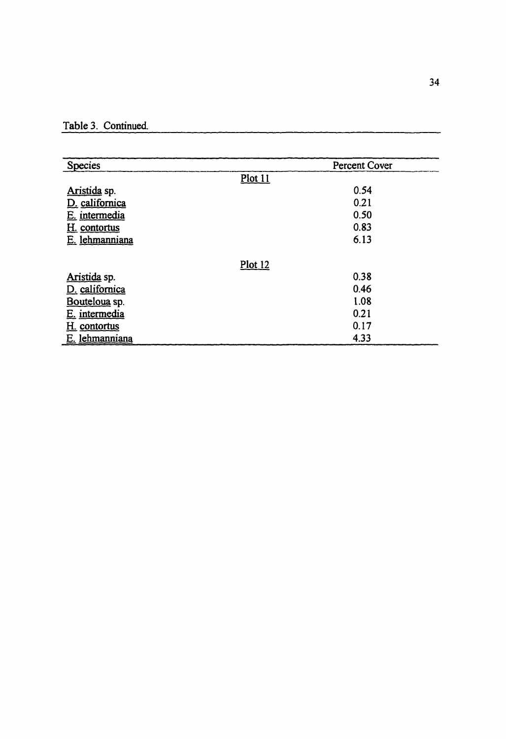Table 3. Continued.

| Species | Percent Cover |
|---|---|
| **Plot 11** | |
| *Aristida* sp. | 0.54 |
| *D. californica* | 0.21 |
| *E. intermedia* | 0.50 |
| *H. contortus* | 0.83 |
| *E. lehmanniana* | 6.13 |
| **Plot 12** | |
| *Aristida* sp. | 0.38 |
| *D. californica* | 0.46 |
| *Bouteloua* sp. | 1.08 |
| *E. intermedia* | 0.21 |
| *H. contortus* | 0.17 |
| *E. lehmanniana* | 4.33 |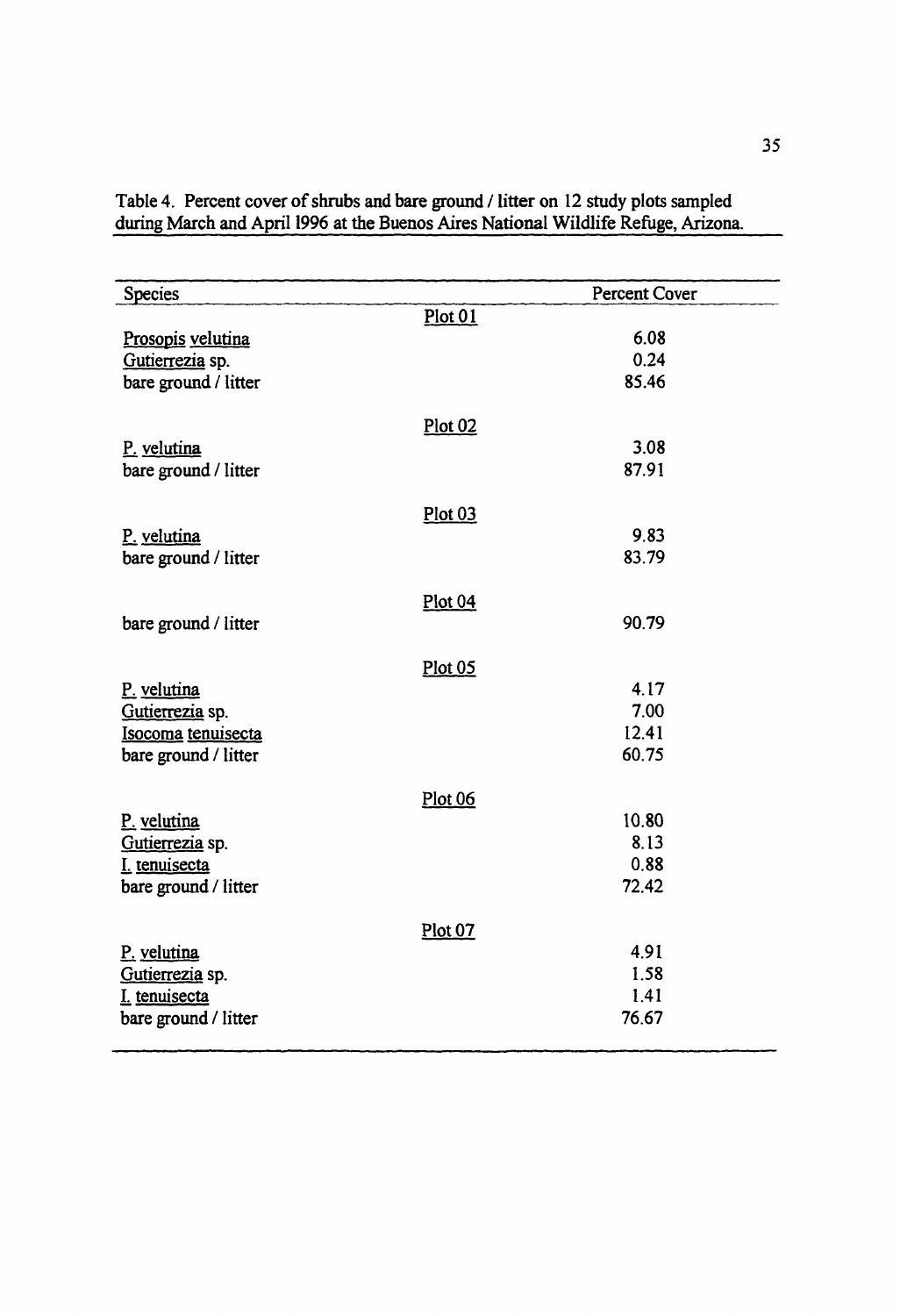Table 4. Percent cover of shrubs and bare ground / litter on 12 study plots sampled during March and April 1996 at the Buenos Aires National Wildlife Refuge, Arizona.

| Species | Percent Cover |
|---|---|
| **Plot 01** | |
| *Prosopis velutina* | 6.08 |
| *Gutierrezia* sp. | 0.24 |
| bare ground / litter | 85.46 |
| **Plot 02** | |
| *P. velutina* | 3.08 |
| bare ground / litter | 87.91 |
| **Plot 03** | |
| *P. velutina* | 9.83 |
| bare ground / litter | 83.79 |
| **Plot 04** | |
| bare ground / litter | 90.79 |
| **Plot 05** | |
| *P. velutina* | 4.17 |
| *Gutierrezia* sp. | 7.00 |
| *Isocoma tenuisecta* | 12.41 |
| bare ground / litter | 60.75 |
| **Plot 06** | |
| *P. velutina* | 10.80 |
| *Gutierrezia* sp. | 8.13 |
| *I. tenuisecta* | 0.88 |
| bare ground / litter | 72.42 |
| **Plot 07** | |
| *P. velutina* | 4.91 |
| *Gutierrezia* sp. | 1.58 |
| *I. tenuisecta* | 1.41 |
| bare ground / litter | 76.67 |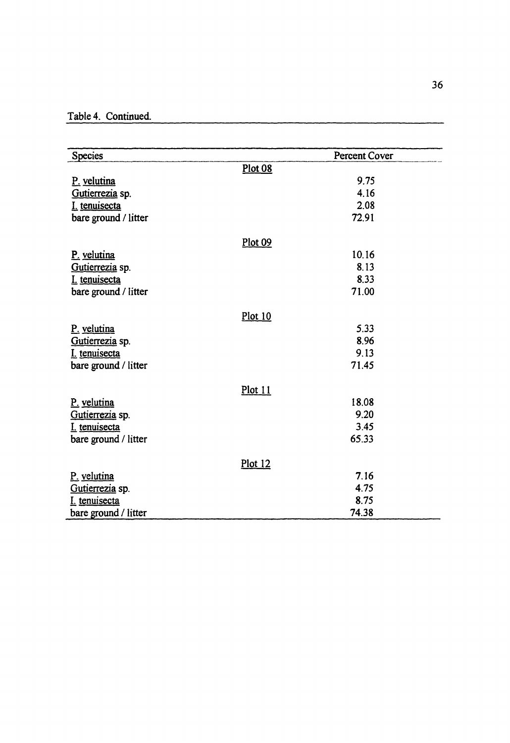Table 4. Continued.

| Species | Percent Cover |
|---|---|
| **Plot 08** | |
| P. velutina | 9.75 |
| Gutierrezia sp. | 4.16 |
| I. tenuisecta | 2.08 |
| bare ground / litter | 72.91 |
| **Plot 09** | |
| P. velutina | 10.16 |
| Gutierrezia sp. | 8.13 |
| I. tenuisecta | 8.33 |
| bare ground / litter | 71.00 |
| **Plot 10** | |
| P. velutina | 5.33 |
| Gutierrezia sp. | 8.96 |
| I. tenuisecta | 9.13 |
| bare ground / litter | 71.45 |
| **Plot 11** | |
| P. velutina | 18.08 |
| Gutierrezia sp. | 9.20 |
| I. tenuisecta | 3.45 |
| bare ground / litter | 65.33 |
| **Plot 12** | |
| P. velutina | 7.16 |
| Gutierrezia sp. | 4.75 |
| I. tenuisecta | 8.75 |
| bare ground / litter | 74.38 |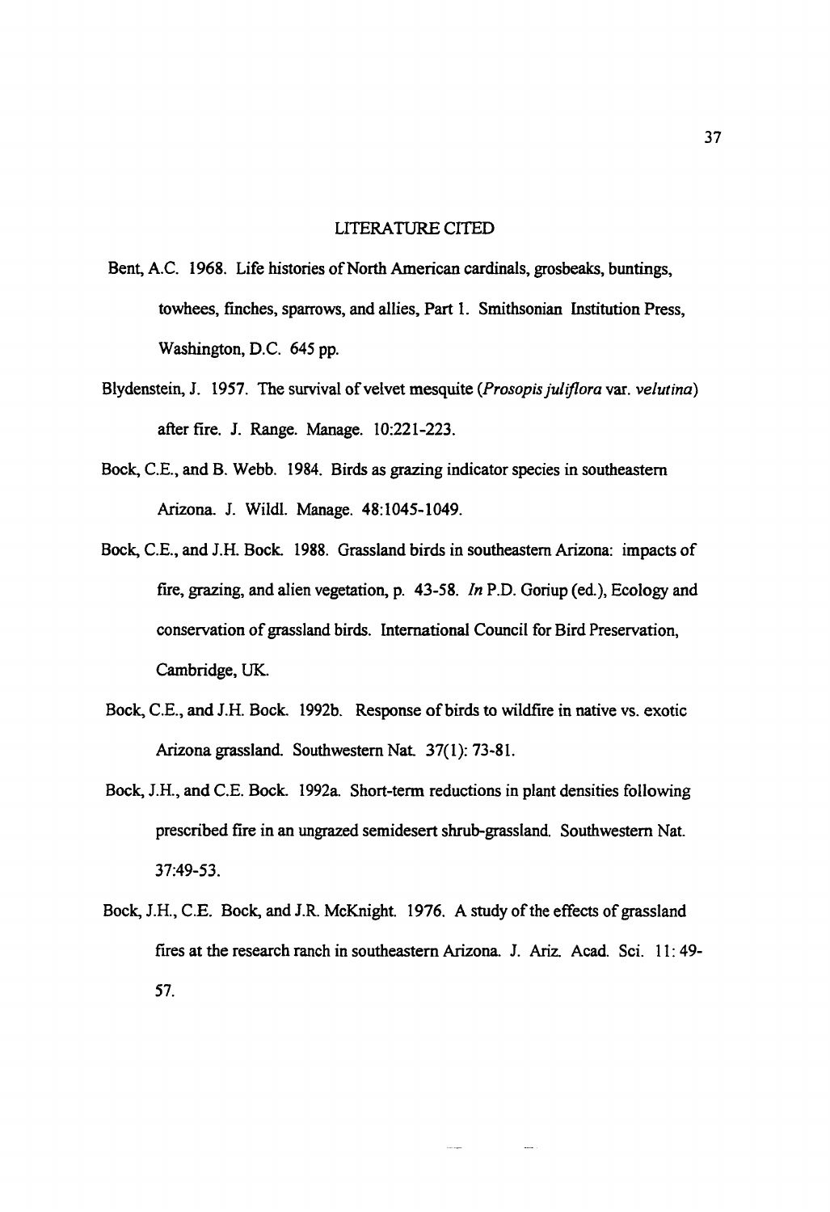## LITERATURE CITED

Bent, A.C. 1968. Life histories of North American cardinals, grosbeaks, buntings, towhees, finches, sparrows, and allies, Part 1. Smithsonian Institution Press, Washington, D.C. 645 pp.

Blydenstein, J. 1957. The survival of velvet mesquite (*Prosopis juliflora* var. *velutina*) after fire. J. Range. Manage. 10:221-223.

Bock, C.E., and B. Webb. 1984. Birds as grazing indicator species in southeastern Arizona. J. Wildl. Manage. 48:1045-1049.

Bock, C.E., and J.H. Bock. 1988. Grassland birds in southeastern Arizona: impacts of fire, grazing, and alien vegetation, p. 43-58. *In* P.D. Goriup (ed.), Ecology and conservation of grassland birds. International Council for Bird Preservation, Cambridge, UK.

Bock, C.E., and J.H. Bock. 1992b. Response of birds to wildfire in native vs. exotic Arizona grassland. Southwestern Nat. 37(1): 73-81.

Bock, J.H., and C.E. Bock. 1992a. Short-term reductions in plant densities following prescribed fire in an ungrazed semidesert shrub-grassland. Southwestern Nat. 37:49-53.

Bock, J.H., C.E. Bock, and J.R. McKnight. 1976. A study of the effects of grassland fires at the research ranch in southeastern Arizona. J. Ariz. Acad. Sci. 11: 49-57.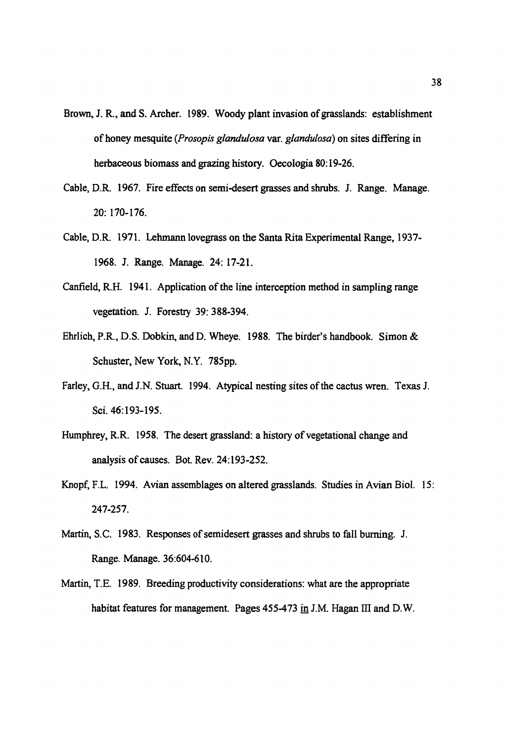Brown, J. R., and S. Archer. 1989. Woody plant invasion of grasslands: establishment of honey mesquite (*Prosopis glandulosa* var. *glandulosa*) on sites differing in herbaceous biomass and grazing history. Oecologia 80:19-26.

Cable, D.R. 1967. Fire effects on semi-desert grasses and shrubs. J. Range. Manage. 20: 170-176.

Cable, D.R. 1971. Lehmann lovegrass on the Santa Rita Experimental Range, 1937-1968. J. Range. Manage. 24: 17-21.

Canfield, R.H. 1941. Application of the line interception method in sampling range vegetation. J. Forestry 39: 388-394.

Ehrlich, P.R., D.S. Dobkin, and D. Wheye. 1988. The birder's handbook. Simon & Schuster, New York, N.Y. 785pp.

Farley, G.H., and J.N. Stuart. 1994. Atypical nesting sites of the cactus wren. Texas J. Sci. 46:193-195.

Humphrey, R.R. 1958. The desert grassland: a history of vegetational change and analysis of causes. Bot. Rev. 24:193-252.

Knopf, F.L. 1994. Avian assemblages on altered grasslands. Studies in Avian Biol. 15: 247-257.

Martin, S.C. 1983. Responses of semidesert grasses and shrubs to fall burning. J. Range. Manage. 36:604-610.

Martin, T.E. 1989. Breeding productivity considerations: what are the appropriate habitat features for management. Pages 455-473 in J.M. Hagan III and D.W.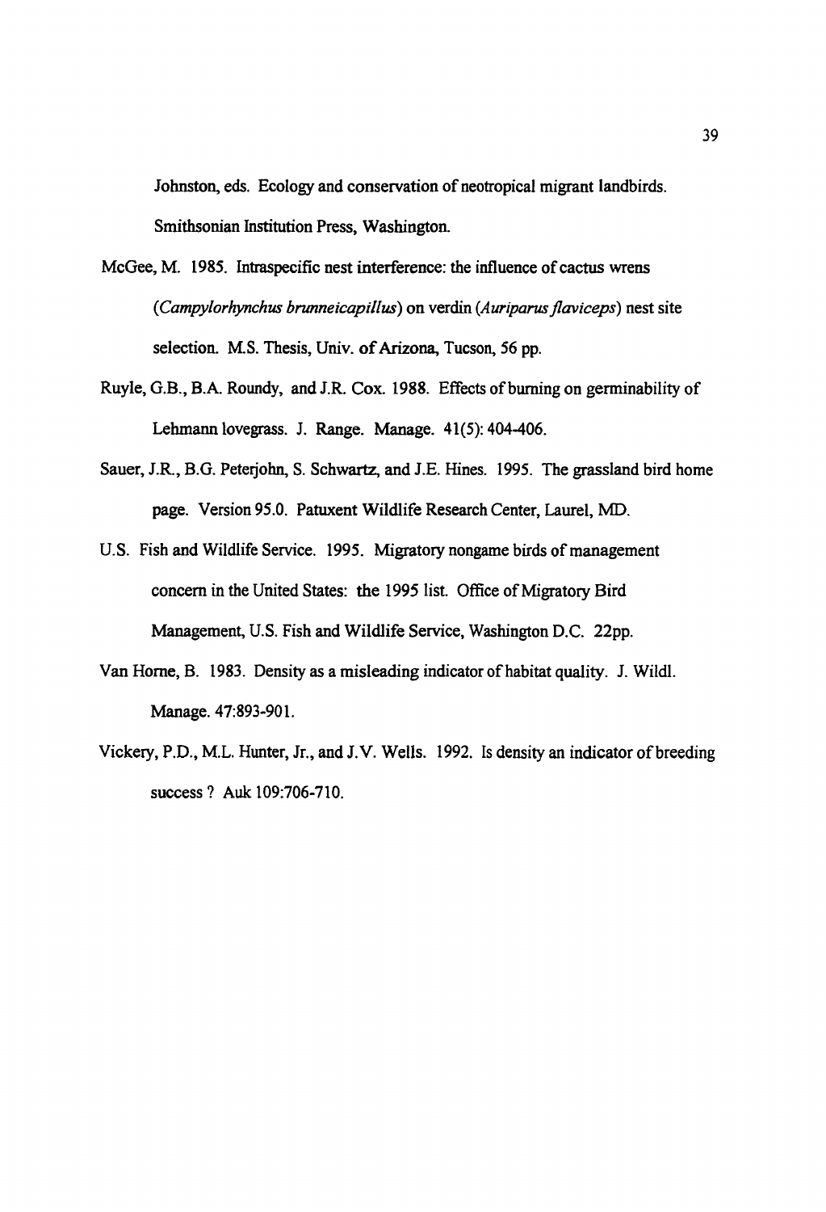Johnston, eds. Ecology and conservation of neotropical migrant landbirds. Smithsonian Institution Press, Washington.

McGee, M. 1985. Intraspecific nest interference: the influence of cactus wrens (*Campylorhynchus brunneicapillus*) on verdin (*Auriparus flaviceps*) nest site selection. M.S. Thesis, Univ. of Arizona, Tucson, 56 pp.

Ruyle, G.B., B.A. Roundy, and J.R. Cox. 1988. Effects of burning on germinability of Lehmann lovegrass. J. Range. Manage. 41(5): 404-406.

Sauer, J.R., B.G. Peterjohn, S. Schwartz, and J.E. Hines. 1995. The grassland bird home page. Version 95.0. Patuxent Wildlife Research Center, Laurel, MD.

U.S. Fish and Wildlife Service. 1995. Migratory nongame birds of management concern in the United States: the 1995 list. Office of Migratory Bird Management, U.S. Fish and Wildlife Service, Washington D.C. 22pp.

Van Horne, B. 1983. Density as a misleading indicator of habitat quality. J. Wildl. Manage. 47:893-901.

Vickery, P.D., M.L. Hunter, Jr., and J.V. Wells. 1992. Is density an indicator of breeding success ? Auk 109:706-710.